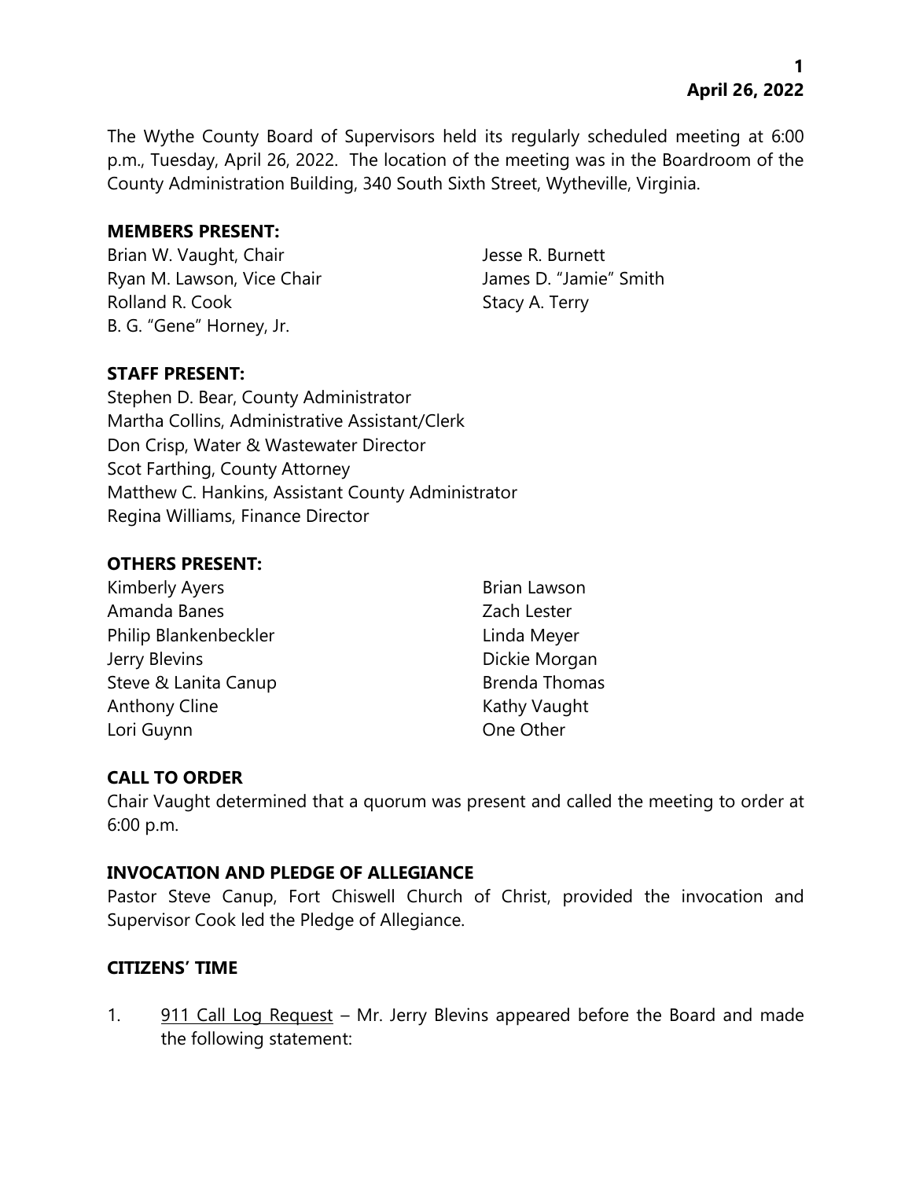April 26, 2022

The Wythe County Board of Supervisors held its regularly scheduled meeting at 6:00 p.m., Tuesday, April 26, 2022. The location of the meeting was in the Boardroom of the County Administration Building, 340 South Sixth Street, Wytheville, Virginia.

**MEMBERS PRESENT:**

Brian W. Vaught, Chair
Ryan M. Lawson, Vice Chair
Rolland R. Cook
B. G. "Gene" Horney, Jr.
Jesse R. Burnett
James D. "Jamie" Smith
Stacy A. Terry

**STAFF PRESENT:**

Stephen D. Bear, County Administrator
Martha Collins, Administrative Assistant/Clerk
Don Crisp, Water & Wastewater Director
Scot Farthing, County Attorney
Matthew C. Hankins, Assistant County Administrator
Regina Williams, Finance Director

**OTHERS PRESENT:**

Kimberly Ayers
Amanda Banes
Philip Blankenbeckler
Jerry Blevins
Steve & Lanita Canup
Anthony Cline
Lori Guynn
Brian Lawson
Zach Lester
Linda Meyer
Dickie Morgan
Brenda Thomas
Kathy Vaught
One Other

**CALL TO ORDER**

Chair Vaught determined that a quorum was present and called the meeting to order at 6:00 p.m.

**INVOCATION AND PLEDGE OF ALLEGIANCE**

Pastor Steve Canup, Fort Chiswell Church of Christ, provided the invocation and Supervisor Cook led the Pledge of Allegiance.

**CITIZENS' TIME**

1. 911 Call Log Request – Mr. Jerry Blevins appeared before the Board and made the following statement: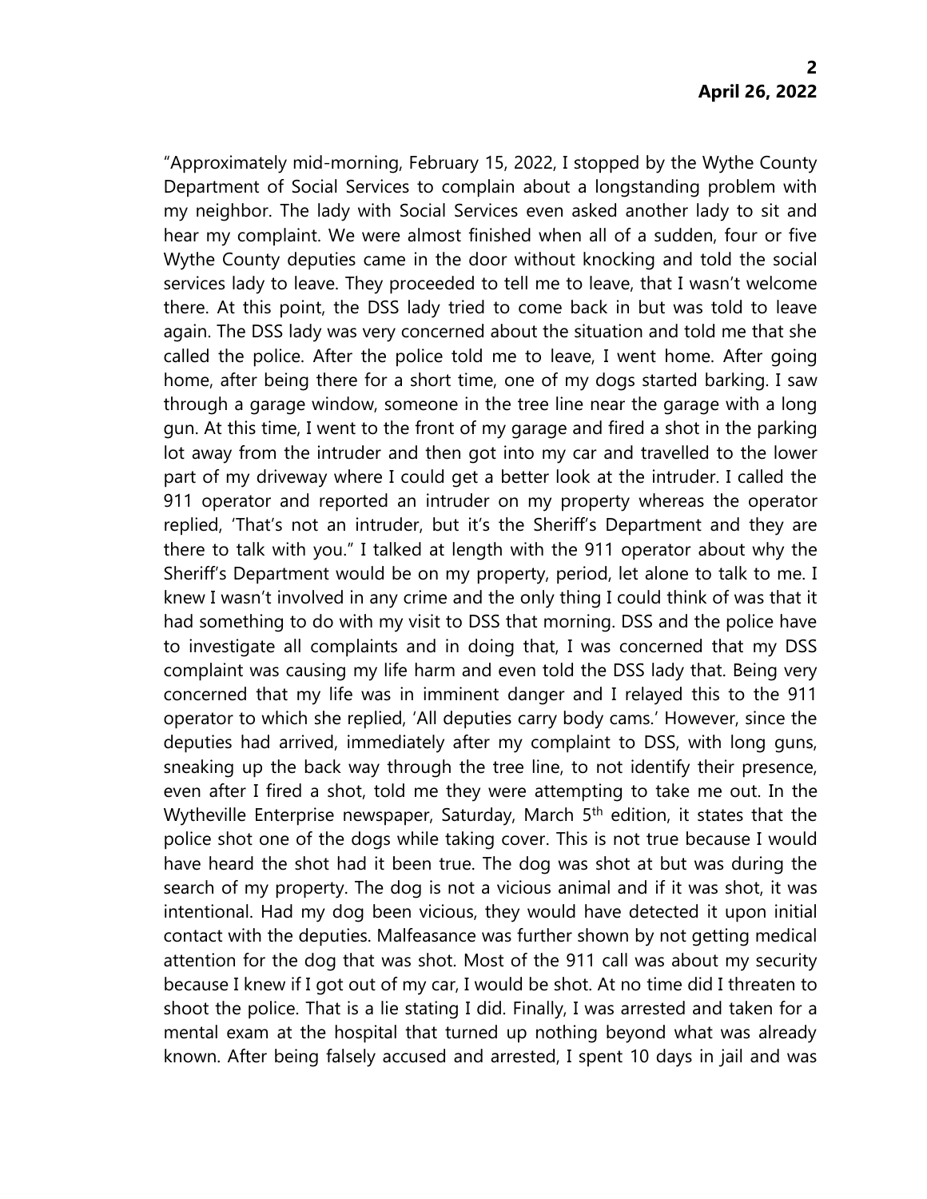"Approximately mid-morning, February 15, 2022, I stopped by the Wythe County Department of Social Services to complain about a longstanding problem with my neighbor. The lady with Social Services even asked another lady to sit and hear my complaint. We were almost finished when all of a sudden, four or five Wythe County deputies came in the door without knocking and told the social services lady to leave. They proceeded to tell me to leave, that I wasn't welcome there. At this point, the DSS lady tried to come back in but was told to leave again. The DSS lady was very concerned about the situation and told me that she called the police. After the police told me to leave, I went home. After going home, after being there for a short time, one of my dogs started barking. I saw through a garage window, someone in the tree line near the garage with a long gun. At this time, I went to the front of my garage and fired a shot in the parking lot away from the intruder and then got into my car and travelled to the lower part of my driveway where I could get a better look at the intruder. I called the 911 operator and reported an intruder on my property whereas the operator replied, 'That's not an intruder, but it's the Sheriff's Department and they are there to talk with you." I talked at length with the 911 operator about why the Sheriff's Department would be on my property, period, let alone to talk to me. I knew I wasn't involved in any crime and the only thing I could think of was that it had something to do with my visit to DSS that morning. DSS and the police have to investigate all complaints and in doing that, I was concerned that my DSS complaint was causing my life harm and even told the DSS lady that. Being very concerned that my life was in imminent danger and I relayed this to the 911 operator to which she replied, 'All deputies carry body cams.' However, since the deputies had arrived, immediately after my complaint to DSS, with long guns, sneaking up the back way through the tree line, to not identify their presence, even after I fired a shot, told me they were attempting to take me out. In the Wytheville Enterprise newspaper, Saturday, March 5th edition, it states that the police shot one of the dogs while taking cover. This is not true because I would have heard the shot had it been true. The dog was shot at but was during the search of my property. The dog is not a vicious animal and if it was shot, it was intentional. Had my dog been vicious, they would have detected it upon initial contact with the deputies. Malfeasance was further shown by not getting medical attention for the dog that was shot. Most of the 911 call was about my security because I knew if I got out of my car, I would be shot. At no time did I threaten to shoot the police. That is a lie stating I did. Finally, I was arrested and taken for a mental exam at the hospital that turned up nothing beyond what was already known. After being falsely accused and arrested, I spent 10 days in jail and was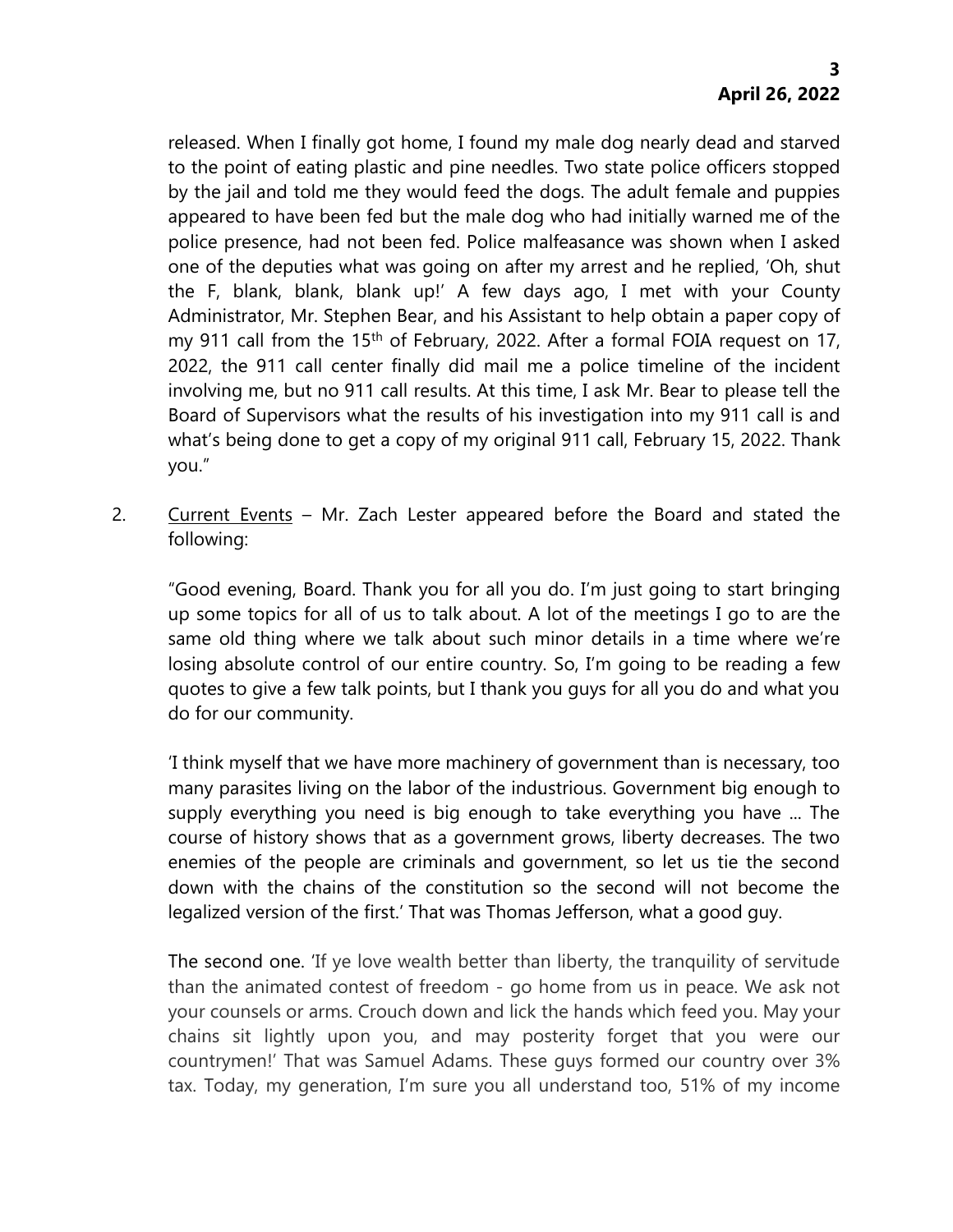released. When I finally got home, I found my male dog nearly dead and starved to the point of eating plastic and pine needles. Two state police officers stopped by the jail and told me they would feed the dogs. The adult female and puppies appeared to have been fed but the male dog who had initially warned me of the police presence, had not been fed. Police malfeasance was shown when I asked one of the deputies what was going on after my arrest and he replied, 'Oh, shut the F, blank, blank, blank up!' A few days ago, I met with your County Administrator, Mr. Stephen Bear, and his Assistant to help obtain a paper copy of my 911 call from the 15th of February, 2022. After a formal FOIA request on 17, 2022, the 911 call center finally did mail me a police timeline of the incident involving me, but no 911 call results. At this time, I ask Mr. Bear to please tell the Board of Supervisors what the results of his investigation into my 911 call is and what's being done to get a copy of my original 911 call, February 15, 2022. Thank you."

2. <u>Current Events</u> – Mr. Zach Lester appeared before the Board and stated the following:

   "Good evening, Board. Thank you for all you do. I'm just going to start bringing up some topics for all of us to talk about. A lot of the meetings I go to are the same old thing where we talk about such minor details in a time where we're losing absolute control of our entire country. So, I'm going to be reading a few quotes to give a few talk points, but I thank you guys for all you do and what you do for our community.

   'I think myself that we have more machinery of government than is necessary, too many parasites living on the labor of the industrious. Government big enough to supply everything you need is big enough to take everything you have ... The course of history shows that as a government grows, liberty decreases. The two enemies of the people are criminals and government, so let us tie the second down with the chains of the constitution so the second will not become the legalized version of the first.' That was Thomas Jefferson, what a good guy.

   The second one. 'If ye love wealth better than liberty, the tranquility of servitude than the animated contest of freedom - go home from us in peace. We ask not your counsels or arms. Crouch down and lick the hands which feed you. May your chains sit lightly upon you, and may posterity forget that you were our countrymen!' That was Samuel Adams. These guys formed our country over 3% tax. Today, my generation, I'm sure you all understand too, 51% of my income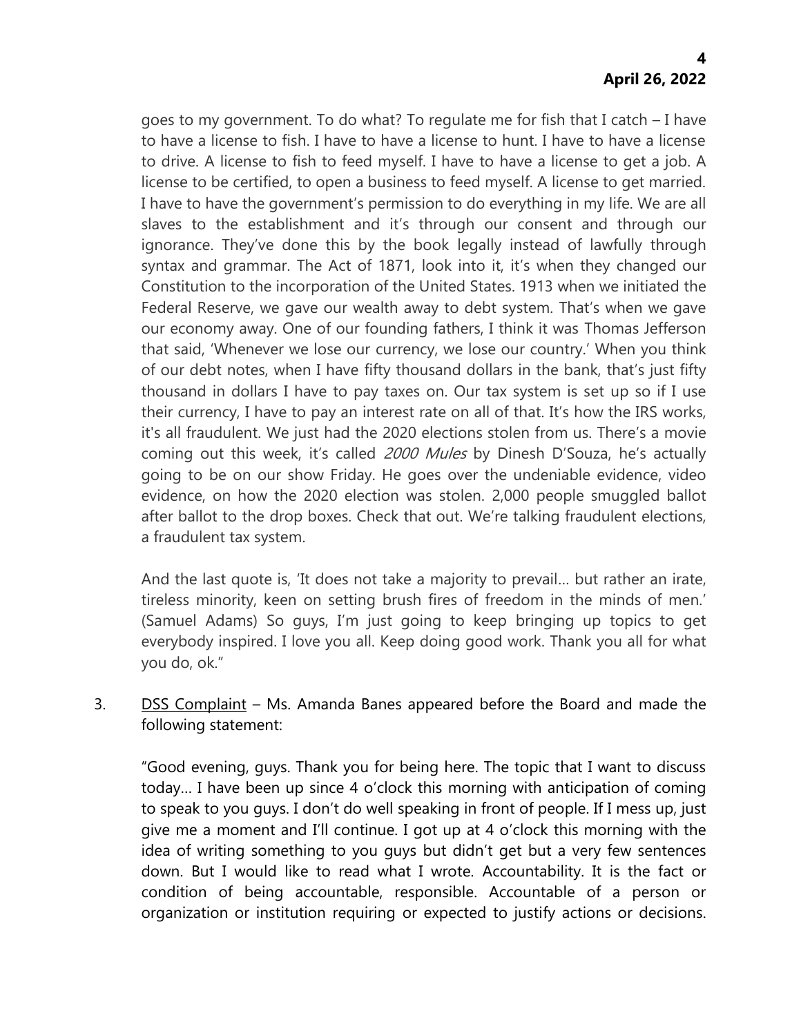goes to my government. To do what? To regulate me for fish that I catch – I have to have a license to fish. I have to have a license to hunt. I have to have a license to drive. A license to fish to feed myself. I have to have a license to get a job. A license to be certified, to open a business to feed myself. A license to get married. I have to have the government's permission to do everything in my life. We are all slaves to the establishment and it's through our consent and through our ignorance. They've done this by the book legally instead of lawfully through syntax and grammar. The Act of 1871, look into it, it's when they changed our Constitution to the incorporation of the United States. 1913 when we initiated the Federal Reserve, we gave our wealth away to debt system. That's when we gave our economy away. One of our founding fathers, I think it was Thomas Jefferson that said, 'Whenever we lose our currency, we lose our country.' When you think of our debt notes, when I have fifty thousand dollars in the bank, that's just fifty thousand in dollars I have to pay taxes on. Our tax system is set up so if I use their currency, I have to pay an interest rate on all of that. It's how the IRS works, it's all fraudulent. We just had the 2020 elections stolen from us. There's a movie coming out this week, it's called *2000 Mules* by Dinesh D'Souza, he's actually going to be on our show Friday. He goes over the undeniable evidence, video evidence, on how the 2020 election was stolen. 2,000 people smuggled ballot after ballot to the drop boxes. Check that out. We're talking fraudulent elections, a fraudulent tax system.

And the last quote is, 'It does not take a majority to prevail… but rather an irate, tireless minority, keen on setting brush fires of freedom in the minds of men.' (Samuel Adams) So guys, I'm just going to keep bringing up topics to get everybody inspired. I love you all. Keep doing good work. Thank you all for what you do, ok."

3. DSS Complaint – Ms. Amanda Banes appeared before the Board and made the following statement:

   "Good evening, guys. Thank you for being here. The topic that I want to discuss today… I have been up since 4 o'clock this morning with anticipation of coming to speak to you guys. I don't do well speaking in front of people. If I mess up, just give me a moment and I'll continue. I got up at 4 o'clock this morning with the idea of writing something to you guys but didn't get but a very few sentences down. But I would like to read what I wrote. Accountability. It is the fact or condition of being accountable, responsible. Accountable of a person or organization or institution requiring or expected to justify actions or decisions.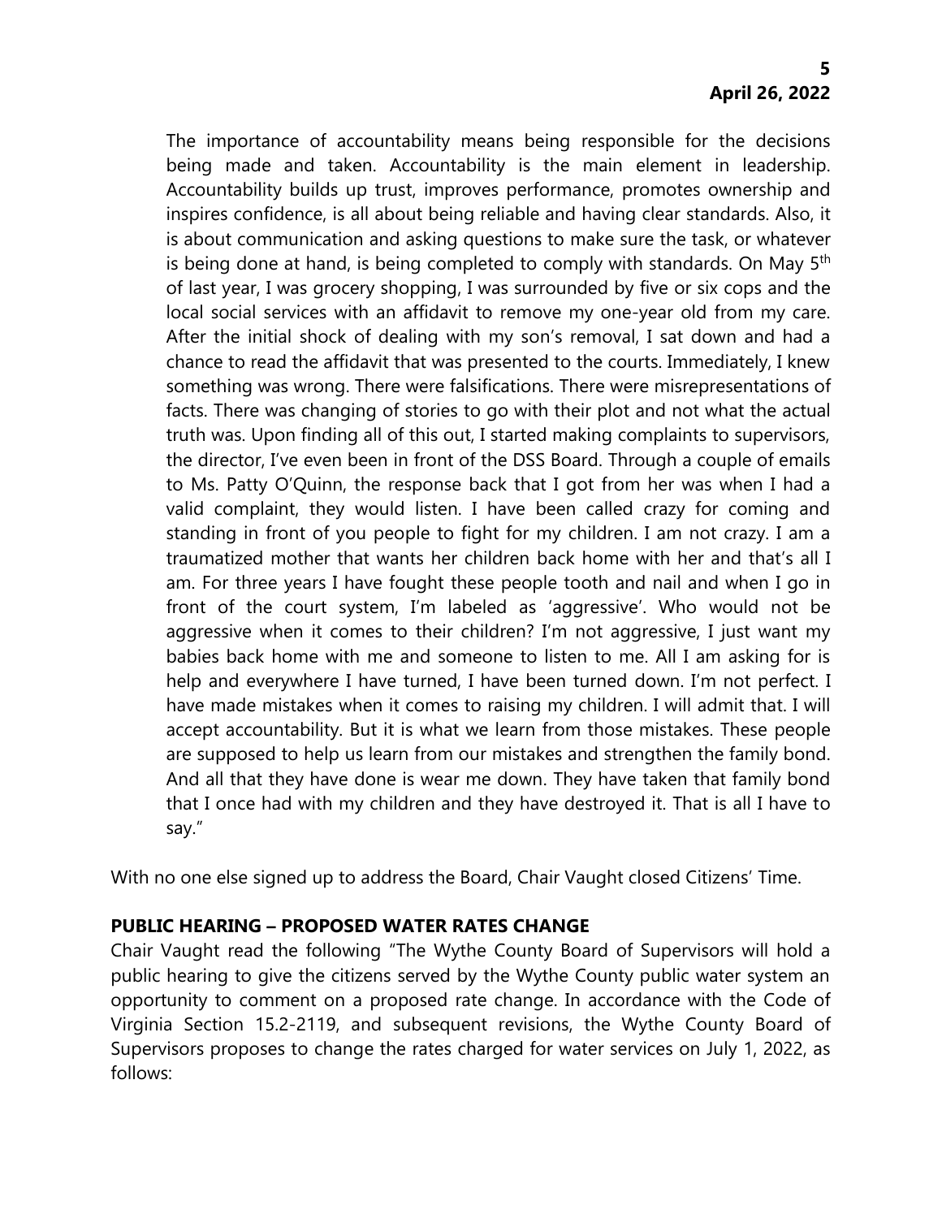The importance of accountability means being responsible for the decisions being made and taken. Accountability is the main element in leadership. Accountability builds up trust, improves performance, promotes ownership and inspires confidence, is all about being reliable and having clear standards. Also, it is about communication and asking questions to make sure the task, or whatever is being done at hand, is being completed to comply with standards. On May 5th of last year, I was grocery shopping, I was surrounded by five or six cops and the local social services with an affidavit to remove my one-year old from my care. After the initial shock of dealing with my son's removal, I sat down and had a chance to read the affidavit that was presented to the courts. Immediately, I knew something was wrong. There were falsifications. There were misrepresentations of facts. There was changing of stories to go with their plot and not what the actual truth was. Upon finding all of this out, I started making complaints to supervisors, the director, I've even been in front of the DSS Board. Through a couple of emails to Ms. Patty O'Quinn, the response back that I got from her was when I had a valid complaint, they would listen. I have been called crazy for coming and standing in front of you people to fight for my children. I am not crazy. I am a traumatized mother that wants her children back home with her and that's all I am. For three years I have fought these people tooth and nail and when I go in front of the court system, I'm labeled as 'aggressive'. Who would not be aggressive when it comes to their children? I'm not aggressive, I just want my babies back home with me and someone to listen to me. All I am asking for is help and everywhere I have turned, I have been turned down. I'm not perfect. I have made mistakes when it comes to raising my children. I will admit that. I will accept accountability. But it is what we learn from those mistakes. These people are supposed to help us learn from our mistakes and strengthen the family bond. And all that they have done is wear me down. They have taken that family bond that I once had with my children and they have destroyed it. That is all I have to say."

With no one else signed up to address the Board, Chair Vaught closed Citizens' Time.

**PUBLIC HEARING – PROPOSED WATER RATES CHANGE**

Chair Vaught read the following "The Wythe County Board of Supervisors will hold a public hearing to give the citizens served by the Wythe County public water system an opportunity to comment on a proposed rate change. In accordance with the Code of Virginia Section 15.2-2119, and subsequent revisions, the Wythe County Board of Supervisors proposes to change the rates charged for water services on July 1, 2022, as follows: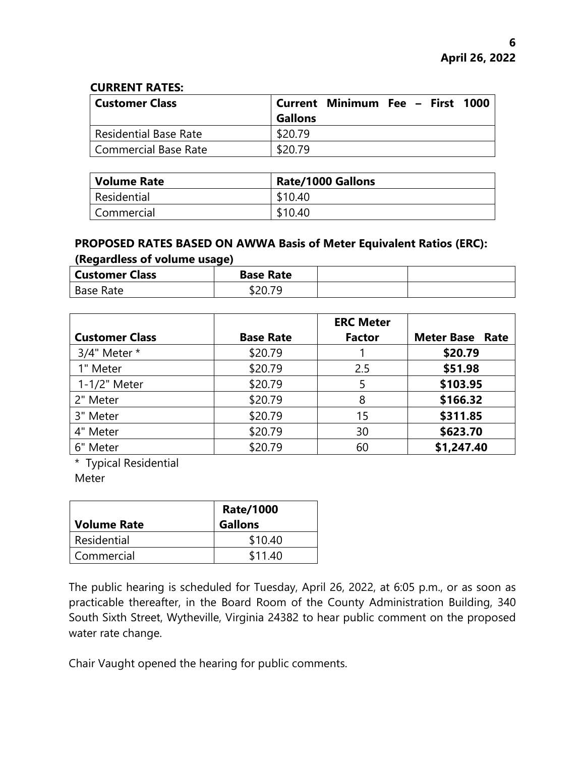**CURRENT RATES:**

| Customer Class | Current Minimum Fee – First 1000 Gallons |
|---|---|
| Residential Base Rate | $20.79 |
| Commercial Base Rate | $20.79 |

| Volume Rate | Rate/1000 Gallons |
|---|---|
| Residential | $10.40 |
| Commercial | $10.40 |

**PROPOSED RATES BASED ON AWWA Basis of Meter Equivalent Ratios (ERC): (Regardless of volume usage)**

| Customer Class | Base Rate | | |
|---|---|---|---|
| Base Rate | $20.79 | | |

| Customer Class | Base Rate | ERC Meter Factor | Meter Base Rate |
|---|---|---|---|
| 3/4" Meter * | $20.79 | 1 | **$20.79** |
| 1" Meter | $20.79 | 2.5 | **$51.98** |
| 1-1/2" Meter | $20.79 | 5 | **$103.95** |
| 2" Meter | $20.79 | 8 | **$166.32** |
| 3" Meter | $20.79 | 15 | **$311.85** |
| 4" Meter | $20.79 | 30 | **$623.70** |
| 6" Meter | $20.79 | 60 | **$1,247.40** |

\* Typical Residential Meter

| Volume Rate | Rate/1000 Gallons |
|---|---|
| Residential | $10.40 |
| Commercial | $11.40 |

The public hearing is scheduled for Tuesday, April 26, 2022, at 6:05 p.m., or as soon as practicable thereafter, in the Board Room of the County Administration Building, 340 South Sixth Street, Wytheville, Virginia 24382 to hear public comment on the proposed water rate change.

Chair Vaught opened the hearing for public comments.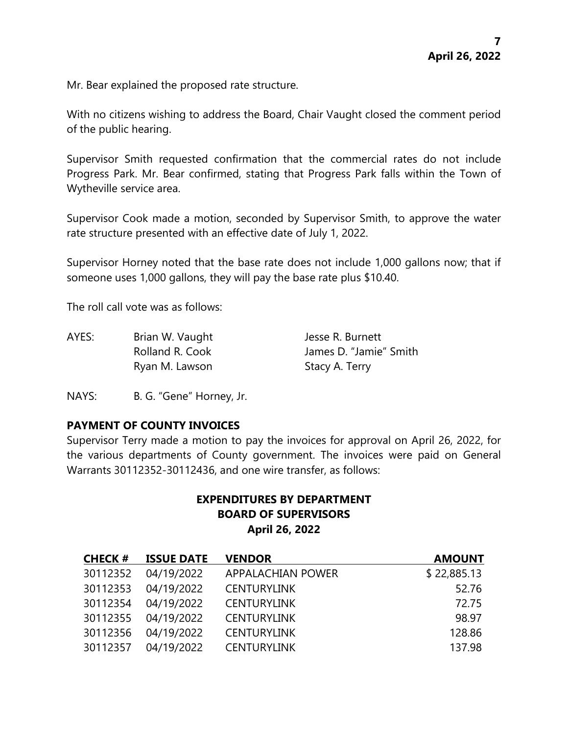Mr. Bear explained the proposed rate structure.

With no citizens wishing to address the Board, Chair Vaught closed the comment period of the public hearing.

Supervisor Smith requested confirmation that the commercial rates do not include Progress Park. Mr. Bear confirmed, stating that Progress Park falls within the Town of Wytheville service area.

Supervisor Cook made a motion, seconded by Supervisor Smith, to approve the water rate structure presented with an effective date of July 1, 2022.

Supervisor Horney noted that the base rate does not include 1,000 gallons now; that if someone uses 1,000 gallons, they will pay the base rate plus $10.40.

The roll call vote was as follows:

AYES: Brian W. Vaught, Jesse R. Burnett, Rolland R. Cook, James D. "Jamie" Smith, Ryan M. Lawson, Stacy A. Terry

NAYS: B. G. "Gene" Horney, Jr.

**PAYMENT OF COUNTY INVOICES**

Supervisor Terry made a motion to pay the invoices for approval on April 26, 2022, for the various departments of County government. The invoices were paid on General Warrants 30112352-30112436, and one wire transfer, as follows:

**EXPENDITURES BY DEPARTMENT**
**BOARD OF SUPERVISORS**
**April 26, 2022**

| CHECK # | ISSUE DATE | VENDOR | AMOUNT |
|---|---|---|---|
| 30112352 | 04/19/2022 | APPALACHIAN POWER | $ 22,885.13 |
| 30112353 | 04/19/2022 | CENTURYLINK | 52.76 |
| 30112354 | 04/19/2022 | CENTURYLINK | 72.75 |
| 30112355 | 04/19/2022 | CENTURYLINK | 98.97 |
| 30112356 | 04/19/2022 | CENTURYLINK | 128.86 |
| 30112357 | 04/19/2022 | CENTURYLINK | 137.98 |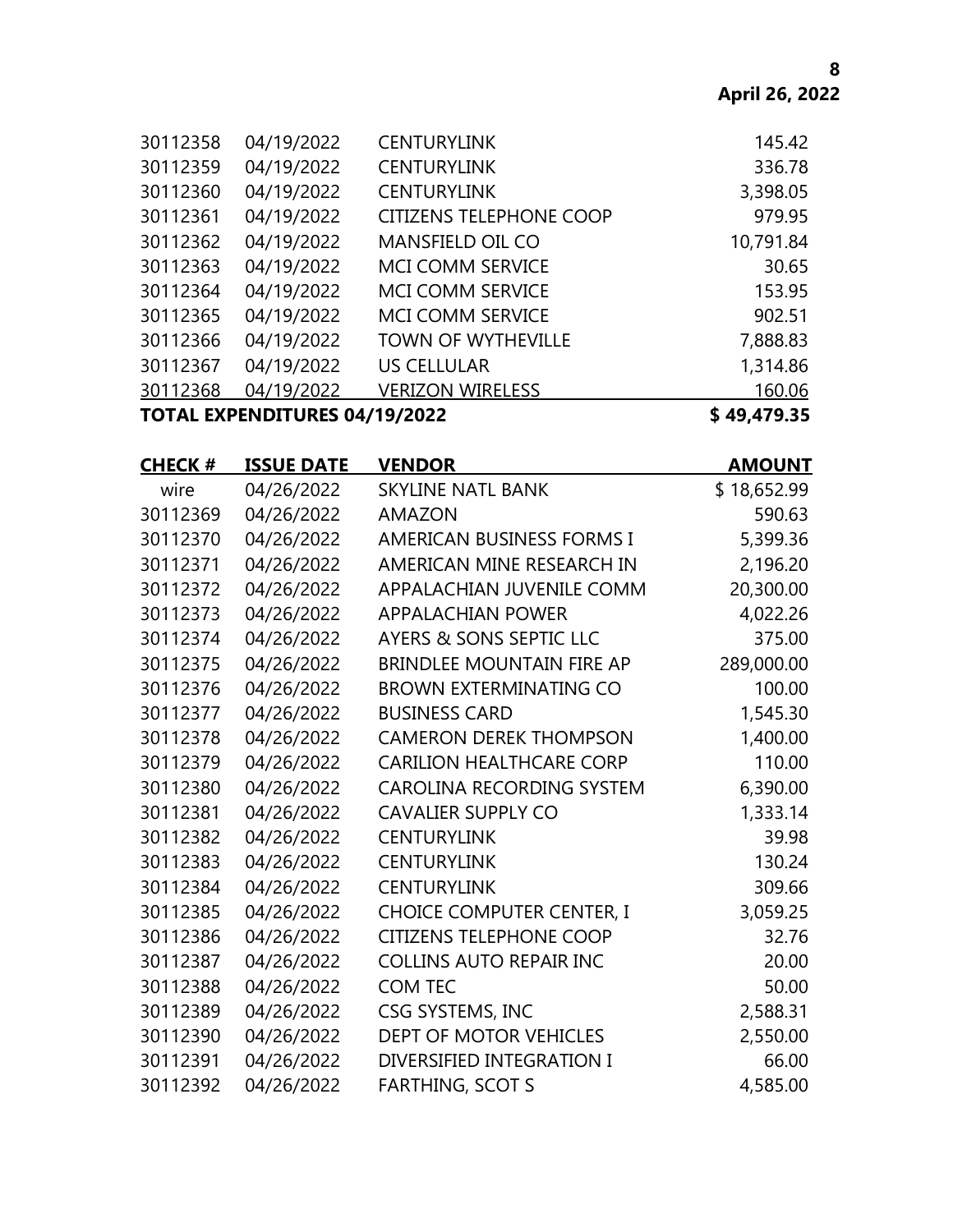| | | | |
|---|---|---|---|
| 30112358 | 04/19/2022 | CENTURYLINK | 145.42 |
| 30112359 | 04/19/2022 | CENTURYLINK | 336.78 |
| 30112360 | 04/19/2022 | CENTURYLINK | 3,398.05 |
| 30112361 | 04/19/2022 | CITIZENS TELEPHONE COOP | 979.95 |
| 30112362 | 04/19/2022 | MANSFIELD OIL CO | 10,791.84 |
| 30112363 | 04/19/2022 | MCI COMM SERVICE | 30.65 |
| 30112364 | 04/19/2022 | MCI COMM SERVICE | 153.95 |
| 30112365 | 04/19/2022 | MCI COMM SERVICE | 902.51 |
| 30112366 | 04/19/2022 | TOWN OF WYTHEVILLE | 7,888.83 |
| 30112367 | 04/19/2022 | US CELLULAR | 1,314.86 |
| 30112368 | 04/19/2022 | VERIZON WIRELESS | 160.06 |
| **TOTAL EXPENDITURES 04/19/2022** | | | **$ 49,479.35** |

| CHECK # | ISSUE DATE | VENDOR | AMOUNT |
|---|---|---|---|
| wire | 04/26/2022 | SKYLINE NATL BANK | $ 18,652.99 |
| 30112369 | 04/26/2022 | AMAZON | 590.63 |
| 30112370 | 04/26/2022 | AMERICAN BUSINESS FORMS I | 5,399.36 |
| 30112371 | 04/26/2022 | AMERICAN MINE RESEARCH IN | 2,196.20 |
| 30112372 | 04/26/2022 | APPALACHIAN JUVENILE COMM | 20,300.00 |
| 30112373 | 04/26/2022 | APPALACHIAN POWER | 4,022.26 |
| 30112374 | 04/26/2022 | AYERS & SONS SEPTIC LLC | 375.00 |
| 30112375 | 04/26/2022 | BRINDLEE MOUNTAIN FIRE AP | 289,000.00 |
| 30112376 | 04/26/2022 | BROWN EXTERMINATING CO | 100.00 |
| 30112377 | 04/26/2022 | BUSINESS CARD | 1,545.30 |
| 30112378 | 04/26/2022 | CAMERON DEREK THOMPSON | 1,400.00 |
| 30112379 | 04/26/2022 | CARILION HEALTHCARE CORP | 110.00 |
| 30112380 | 04/26/2022 | CAROLINA RECORDING SYSTEM | 6,390.00 |
| 30112381 | 04/26/2022 | CAVALIER SUPPLY CO | 1,333.14 |
| 30112382 | 04/26/2022 | CENTURYLINK | 39.98 |
| 30112383 | 04/26/2022 | CENTURYLINK | 130.24 |
| 30112384 | 04/26/2022 | CENTURYLINK | 309.66 |
| 30112385 | 04/26/2022 | CHOICE COMPUTER CENTER, I | 3,059.25 |
| 30112386 | 04/26/2022 | CITIZENS TELEPHONE COOP | 32.76 |
| 30112387 | 04/26/2022 | COLLINS AUTO REPAIR INC | 20.00 |
| 30112388 | 04/26/2022 | COM TEC | 50.00 |
| 30112389 | 04/26/2022 | CSG SYSTEMS, INC | 2,588.31 |
| 30112390 | 04/26/2022 | DEPT OF MOTOR VEHICLES | 2,550.00 |
| 30112391 | 04/26/2022 | DIVERSIFIED INTEGRATION I | 66.00 |
| 30112392 | 04/26/2022 | FARTHING, SCOT S | 4,585.00 |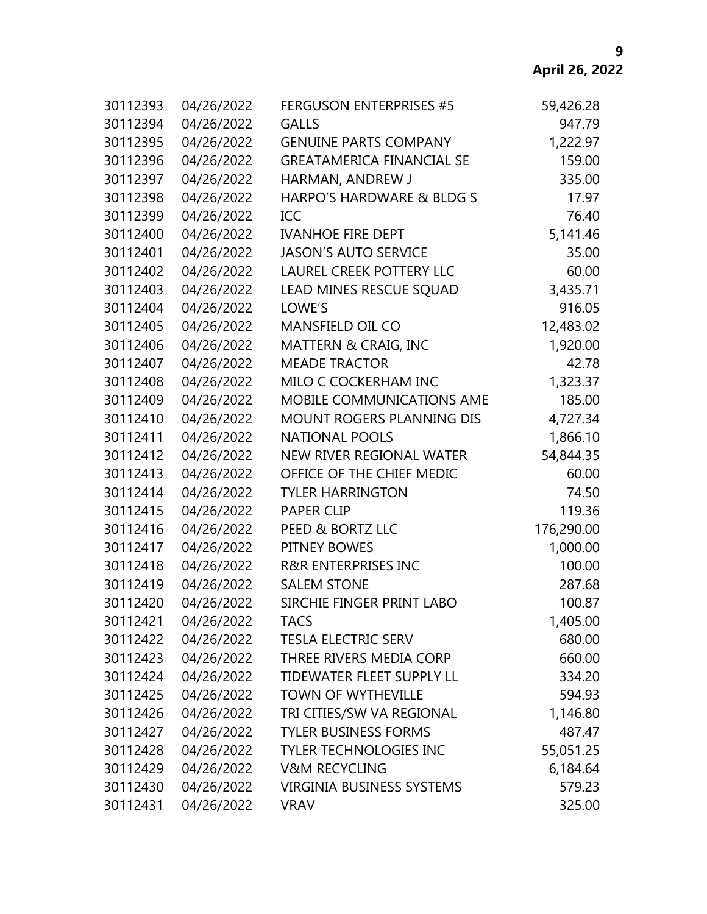| | | | |
|---|---|---|---|
| 30112393 | 04/26/2022 | FERGUSON ENTERPRISES #5 | 59,426.28 |
| 30112394 | 04/26/2022 | GALLS | 947.79 |
| 30112395 | 04/26/2022 | GENUINE PARTS COMPANY | 1,222.97 |
| 30112396 | 04/26/2022 | GREATAMERICA FINANCIAL SE | 159.00 |
| 30112397 | 04/26/2022 | HARMAN, ANDREW J | 335.00 |
| 30112398 | 04/26/2022 | HARPO'S HARDWARE & BLDG S | 17.97 |
| 30112399 | 04/26/2022 | ICC | 76.40 |
| 30112400 | 04/26/2022 | IVANHOE FIRE DEPT | 5,141.46 |
| 30112401 | 04/26/2022 | JASON'S AUTO SERVICE | 35.00 |
| 30112402 | 04/26/2022 | LAUREL CREEK POTTERY LLC | 60.00 |
| 30112403 | 04/26/2022 | LEAD MINES RESCUE SQUAD | 3,435.71 |
| 30112404 | 04/26/2022 | LOWE'S | 916.05 |
| 30112405 | 04/26/2022 | MANSFIELD OIL CO | 12,483.02 |
| 30112406 | 04/26/2022 | MATTERN & CRAIG, INC | 1,920.00 |
| 30112407 | 04/26/2022 | MEADE TRACTOR | 42.78 |
| 30112408 | 04/26/2022 | MILO C COCKERHAM INC | 1,323.37 |
| 30112409 | 04/26/2022 | MOBILE COMMUNICATIONS AME | 185.00 |
| 30112410 | 04/26/2022 | MOUNT ROGERS PLANNING DIS | 4,727.34 |
| 30112411 | 04/26/2022 | NATIONAL POOLS | 1,866.10 |
| 30112412 | 04/26/2022 | NEW RIVER REGIONAL WATER | 54,844.35 |
| 30112413 | 04/26/2022 | OFFICE OF THE CHIEF MEDIC | 60.00 |
| 30112414 | 04/26/2022 | TYLER HARRINGTON | 74.50 |
| 30112415 | 04/26/2022 | PAPER CLIP | 119.36 |
| 30112416 | 04/26/2022 | PEED & BORTZ LLC | 176,290.00 |
| 30112417 | 04/26/2022 | PITNEY BOWES | 1,000.00 |
| 30112418 | 04/26/2022 | R&R ENTERPRISES INC | 100.00 |
| 30112419 | 04/26/2022 | SALEM STONE | 287.68 |
| 30112420 | 04/26/2022 | SIRCHIE FINGER PRINT LABO | 100.87 |
| 30112421 | 04/26/2022 | TACS | 1,405.00 |
| 30112422 | 04/26/2022 | TESLA ELECTRIC SERV | 680.00 |
| 30112423 | 04/26/2022 | THREE RIVERS MEDIA CORP | 660.00 |
| 30112424 | 04/26/2022 | TIDEWATER FLEET SUPPLY LL | 334.20 |
| 30112425 | 04/26/2022 | TOWN OF WYTHEVILLE | 594.93 |
| 30112426 | 04/26/2022 | TRI CITIES/SW VA REGIONAL | 1,146.80 |
| 30112427 | 04/26/2022 | TYLER BUSINESS FORMS | 487.47 |
| 30112428 | 04/26/2022 | TYLER TECHNOLOGIES INC | 55,051.25 |
| 30112429 | 04/26/2022 | V&M RECYCLING | 6,184.64 |
| 30112430 | 04/26/2022 | VIRGINIA BUSINESS SYSTEMS | 579.23 |
| 30112431 | 04/26/2022 | VRAV | 325.00 |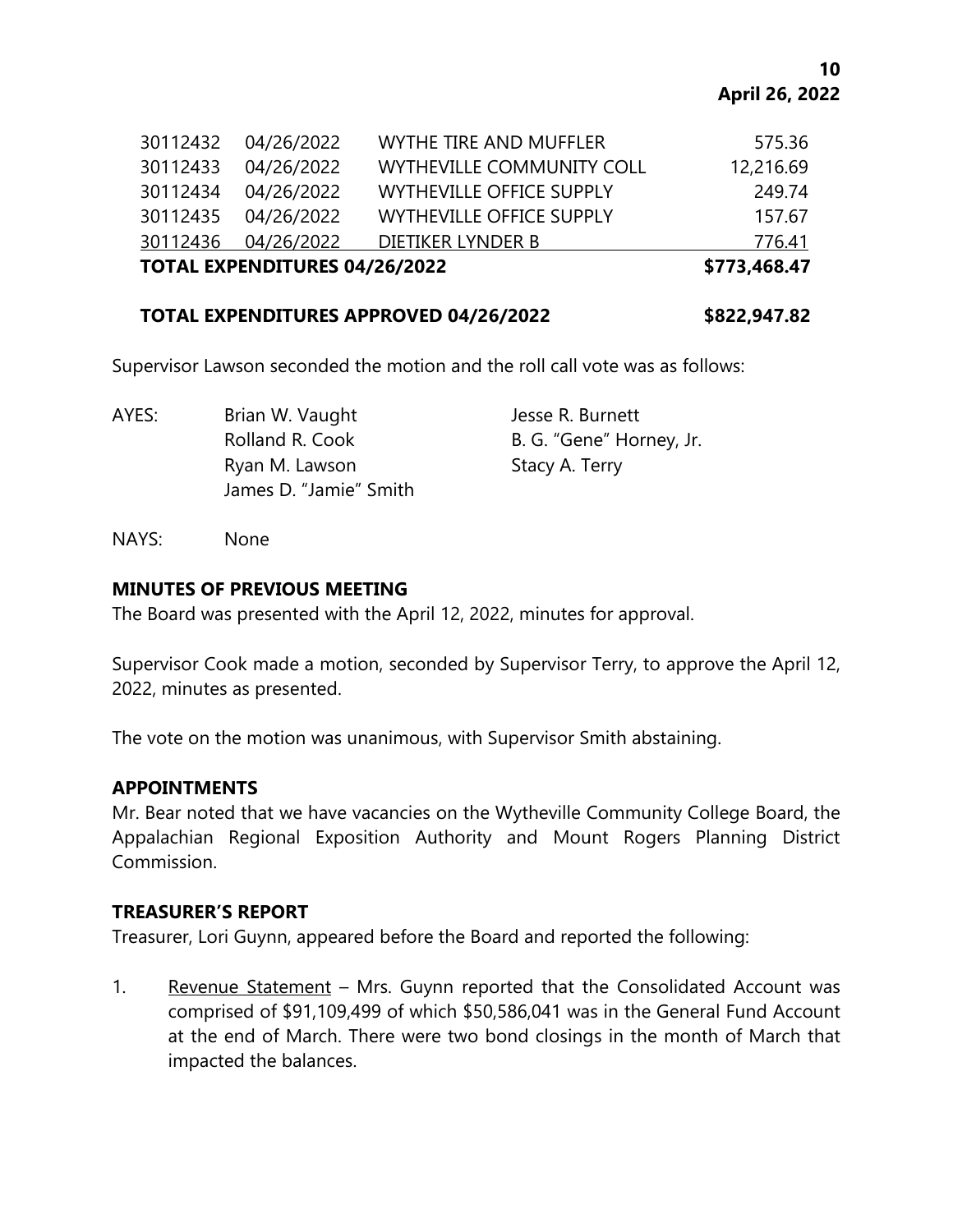| | | | |
|---|---|---|---|
| 30112432 | 04/26/2022 | WYTHE TIRE AND MUFFLER | 575.36 |
| 30112433 | 04/26/2022 | WYTHEVILLE COMMUNITY COLL | 12,216.69 |
| 30112434 | 04/26/2022 | WYTHEVILLE OFFICE SUPPLY | 249.74 |
| 30112435 | 04/26/2022 | WYTHEVILLE OFFICE SUPPLY | 157.67 |
| 30112436 | 04/26/2022 | DIETIKER LYNDER B | 776.41 |
| **TOTAL EXPENDITURES 04/26/2022** | | | **$773,468.47** |

**TOTAL EXPENDITURES APPROVED 04/26/2022 $822,947.82**

Supervisor Lawson seconded the motion and the roll call vote was as follows:

AYES: Brian W. Vaught, Jesse R. Burnett, Rolland R. Cook, B. G. "Gene" Horney, Jr., Ryan M. Lawson, Stacy A. Terry, James D. "Jamie" Smith

NAYS: None

## MINUTES OF PREVIOUS MEETING

The Board was presented with the April 12, 2022, minutes for approval.

Supervisor Cook made a motion, seconded by Supervisor Terry, to approve the April 12, 2022, minutes as presented.

The vote on the motion was unanimous, with Supervisor Smith abstaining.

## APPOINTMENTS

Mr. Bear noted that we have vacancies on the Wytheville Community College Board, the Appalachian Regional Exposition Authority and Mount Rogers Planning District Commission.

## TREASURER'S REPORT

Treasurer, Lori Guynn, appeared before the Board and reported the following:

1. Revenue Statement – Mrs. Guynn reported that the Consolidated Account was comprised of $91,109,499 of which $50,586,041 was in the General Fund Account at the end of March. There were two bond closings in the month of March that impacted the balances.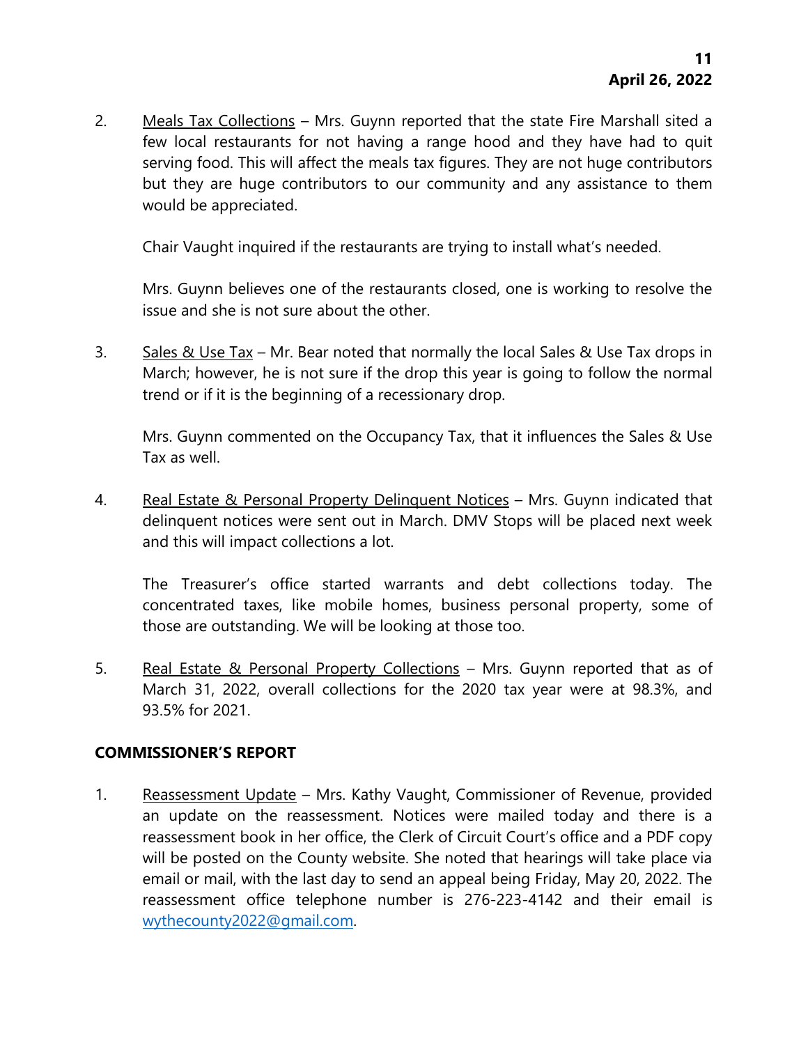2. Meals Tax Collections – Mrs. Guynn reported that the state Fire Marshall sited a few local restaurants for not having a range hood and they have had to quit serving food. This will affect the meals tax figures. They are not huge contributors but they are huge contributors to our community and any assistance to them would be appreciated.

   Chair Vaught inquired if the restaurants are trying to install what's needed.

   Mrs. Guynn believes one of the restaurants closed, one is working to resolve the issue and she is not sure about the other.

3. Sales & Use Tax – Mr. Bear noted that normally the local Sales & Use Tax drops in March; however, he is not sure if the drop this year is going to follow the normal trend or if it is the beginning of a recessionary drop.

   Mrs. Guynn commented on the Occupancy Tax, that it influences the Sales & Use Tax as well.

4. Real Estate & Personal Property Delinquent Notices – Mrs. Guynn indicated that delinquent notices were sent out in March. DMV Stops will be placed next week and this will impact collections a lot.

   The Treasurer's office started warrants and debt collections today. The concentrated taxes, like mobile homes, business personal property, some of those are outstanding. We will be looking at those too.

5. Real Estate & Personal Property Collections – Mrs. Guynn reported that as of March 31, 2022, overall collections for the 2020 tax year were at 98.3%, and 93.5% for 2021.

## COMMISSIONER'S REPORT

1. Reassessment Update – Mrs. Kathy Vaught, Commissioner of Revenue, provided an update on the reassessment. Notices were mailed today and there is a reassessment book in her office, the Clerk of Circuit Court's office and a PDF copy will be posted on the County website. She noted that hearings will take place via email or mail, with the last day to send an appeal being Friday, May 20, 2022. The reassessment office telephone number is 276-223-4142 and their email is wythecounty2022@gmail.com.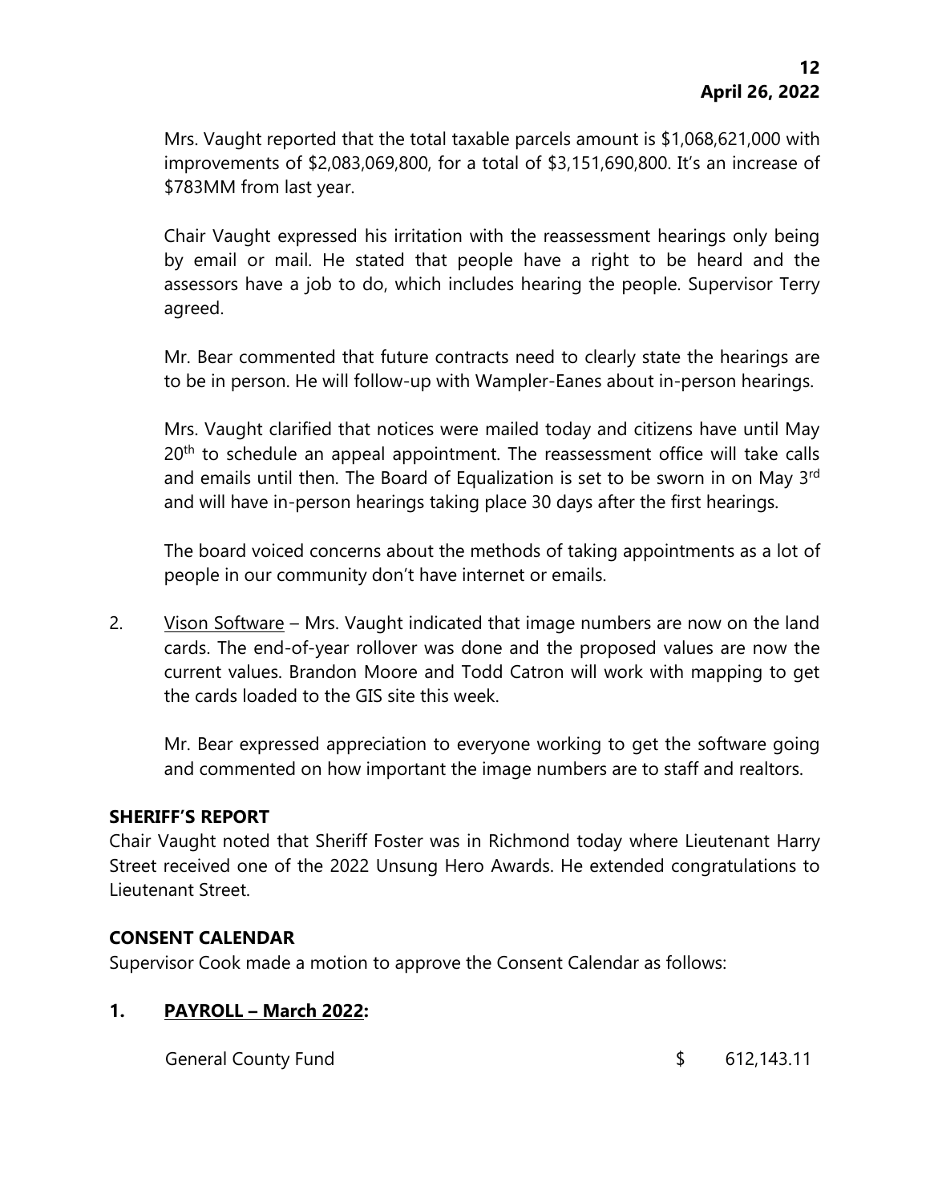Mrs. Vaught reported that the total taxable parcels amount is $1,068,621,000 with improvements of $2,083,069,800, for a total of $3,151,690,800. It's an increase of $783MM from last year.

Chair Vaught expressed his irritation with the reassessment hearings only being by email or mail. He stated that people have a right to be heard and the assessors have a job to do, which includes hearing the people. Supervisor Terry agreed.

Mr. Bear commented that future contracts need to clearly state the hearings are to be in person. He will follow-up with Wampler-Eanes about in-person hearings.

Mrs. Vaught clarified that notices were mailed today and citizens have until May 20th to schedule an appeal appointment. The reassessment office will take calls and emails until then. The Board of Equalization is set to be sworn in on May 3rd and will have in-person hearings taking place 30 days after the first hearings.

The board voiced concerns about the methods of taking appointments as a lot of people in our community don't have internet or emails.

2. Vison Software – Mrs. Vaught indicated that image numbers are now on the land cards. The end-of-year rollover was done and the proposed values are now the current values. Brandon Moore and Todd Catron will work with mapping to get the cards loaded to the GIS site this week.

   Mr. Bear expressed appreciation to everyone working to get the software going and commented on how important the image numbers are to staff and realtors.

## SHERIFF'S REPORT

Chair Vaught noted that Sheriff Foster was in Richmond today where Lieutenant Harry Street received one of the 2022 Unsung Hero Awards. He extended congratulations to Lieutenant Street.

## CONSENT CALENDAR

Supervisor Cook made a motion to approve the Consent Calendar as follows:

### 1. PAYROLL – March 2022:

| | |
|---|---|
| General County Fund | $ 612,143.11 |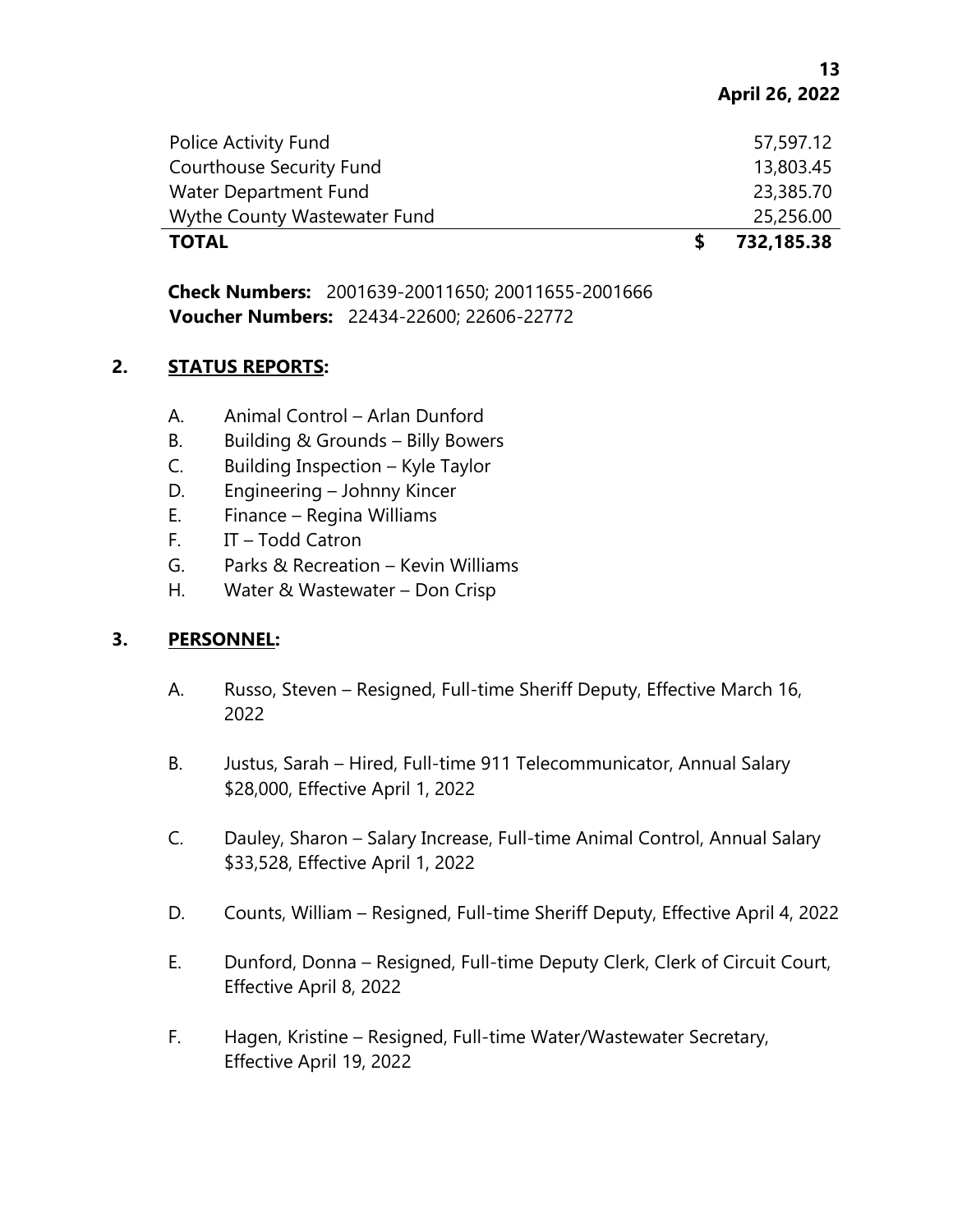| | |
|---|---|
| Police Activity Fund | 57,597.12 |
| Courthouse Security Fund | 13,803.45 |
| Water Department Fund | 23,385.70 |
| Wythe County Wastewater Fund | 25,256.00 |
| **TOTAL** | **$ 732,185.38** |

**Check Numbers:** 2001639-20011650; 20011655-2001666
**Voucher Numbers:** 22434-22600; 22606-22772

## 2. STATUS REPORTS:

A. Animal Control – Arlan Dunford
B. Building & Grounds – Billy Bowers
C. Building Inspection – Kyle Taylor
D. Engineering – Johnny Kincer
E. Finance – Regina Williams
F. IT – Todd Catron
G. Parks & Recreation – Kevin Williams
H. Water & Wastewater – Don Crisp

## 3. PERSONNEL:

A. Russo, Steven – Resigned, Full-time Sheriff Deputy, Effective March 16, 2022

B. Justus, Sarah – Hired, Full-time 911 Telecommunicator, Annual Salary $28,000, Effective April 1, 2022

C. Dauley, Sharon – Salary Increase, Full-time Animal Control, Annual Salary $33,528, Effective April 1, 2022

D. Counts, William – Resigned, Full-time Sheriff Deputy, Effective April 4, 2022

E. Dunford, Donna – Resigned, Full-time Deputy Clerk, Clerk of Circuit Court, Effective April 8, 2022

F. Hagen, Kristine – Resigned, Full-time Water/Wastewater Secretary, Effective April 19, 2022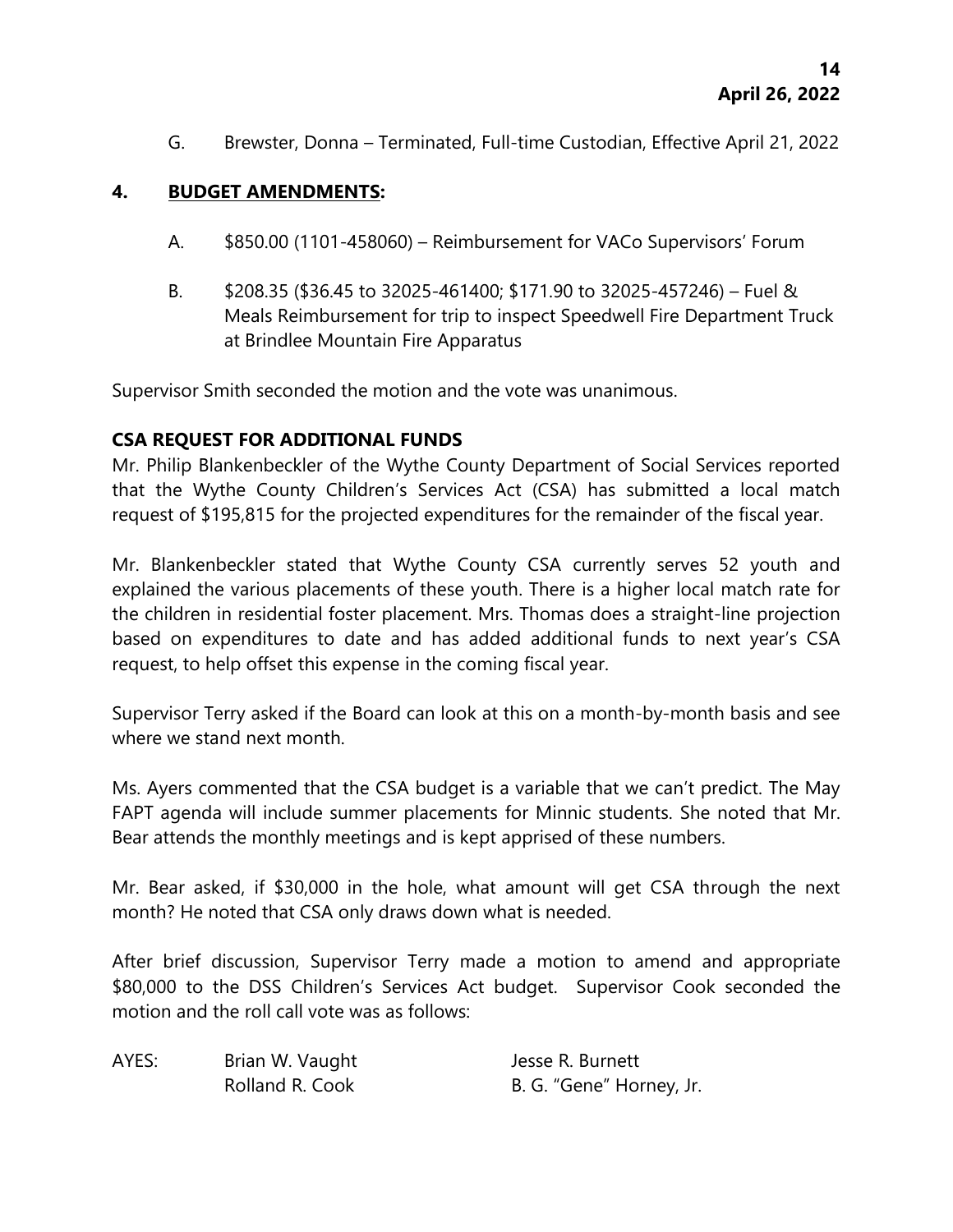G. Brewster, Donna – Terminated, Full-time Custodian, Effective April 21, 2022

**4. <u>BUDGET AMENDMENTS</u>:**

A. $850.00 (1101-458060) – Reimbursement for VACo Supervisors' Forum

B. $208.35 ($36.45 to 32025-461400; $171.90 to 32025-457246) – Fuel & Meals Reimbursement for trip to inspect Speedwell Fire Department Truck at Brindlee Mountain Fire Apparatus

Supervisor Smith seconded the motion and the vote was unanimous.

**CSA REQUEST FOR ADDITIONAL FUNDS**

Mr. Philip Blankenbeckler of the Wythe County Department of Social Services reported that the Wythe County Children's Services Act (CSA) has submitted a local match request of $195,815 for the projected expenditures for the remainder of the fiscal year.

Mr. Blankenbeckler stated that Wythe County CSA currently serves 52 youth and explained the various placements of these youth. There is a higher local match rate for the children in residential foster placement. Mrs. Thomas does a straight-line projection based on expenditures to date and has added additional funds to next year's CSA request, to help offset this expense in the coming fiscal year.

Supervisor Terry asked if the Board can look at this on a month-by-month basis and see where we stand next month.

Ms. Ayers commented that the CSA budget is a variable that we can't predict. The May FAPT agenda will include summer placements for Minnic students. She noted that Mr. Bear attends the monthly meetings and is kept apprised of these numbers.

Mr. Bear asked, if $30,000 in the hole, what amount will get CSA through the next month? He noted that CSA only draws down what is needed.

After brief discussion, Supervisor Terry made a motion to amend and appropriate $80,000 to the DSS Children's Services Act budget. Supervisor Cook seconded the motion and the roll call vote was as follows:

| AYES: | Brian W. Vaught | Jesse R. Burnett |
|---|---|---|
| | Rolland R. Cook | B. G. "Gene" Horney, Jr. |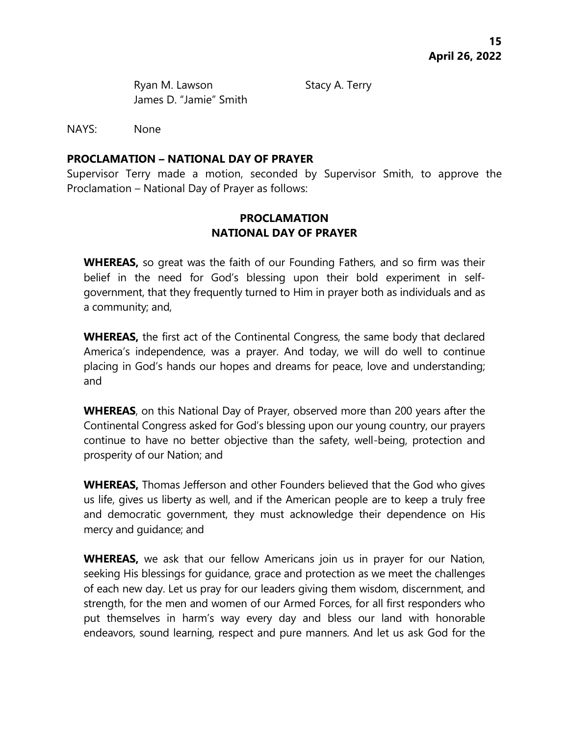Ryan M. Lawson Stacy A. Terry
James D. "Jamie" Smith

NAYS: None

**PROCLAMATION – NATIONAL DAY OF PRAYER**

Supervisor Terry made a motion, seconded by Supervisor Smith, to approve the Proclamation – National Day of Prayer as follows:

**PROCLAMATION**
**NATIONAL DAY OF PRAYER**

**WHEREAS,** so great was the faith of our Founding Fathers, and so firm was their belief in the need for God's blessing upon their bold experiment in self-government, that they frequently turned to Him in prayer both as individuals and as a community; and,

**WHEREAS,** the first act of the Continental Congress, the same body that declared America's independence, was a prayer. And today, we will do well to continue placing in God's hands our hopes and dreams for peace, love and understanding; and

**WHEREAS**, on this National Day of Prayer, observed more than 200 years after the Continental Congress asked for God's blessing upon our young country, our prayers continue to have no better objective than the safety, well-being, protection and prosperity of our Nation; and

**WHEREAS,** Thomas Jefferson and other Founders believed that the God who gives us life, gives us liberty as well, and if the American people are to keep a truly free and democratic government, they must acknowledge their dependence on His mercy and guidance; and

**WHEREAS,** we ask that our fellow Americans join us in prayer for our Nation, seeking His blessings for guidance, grace and protection as we meet the challenges of each new day. Let us pray for our leaders giving them wisdom, discernment, and strength, for the men and women of our Armed Forces, for all first responders who put themselves in harm's way every day and bless our land with honorable endeavors, sound learning, respect and pure manners. And let us ask God for the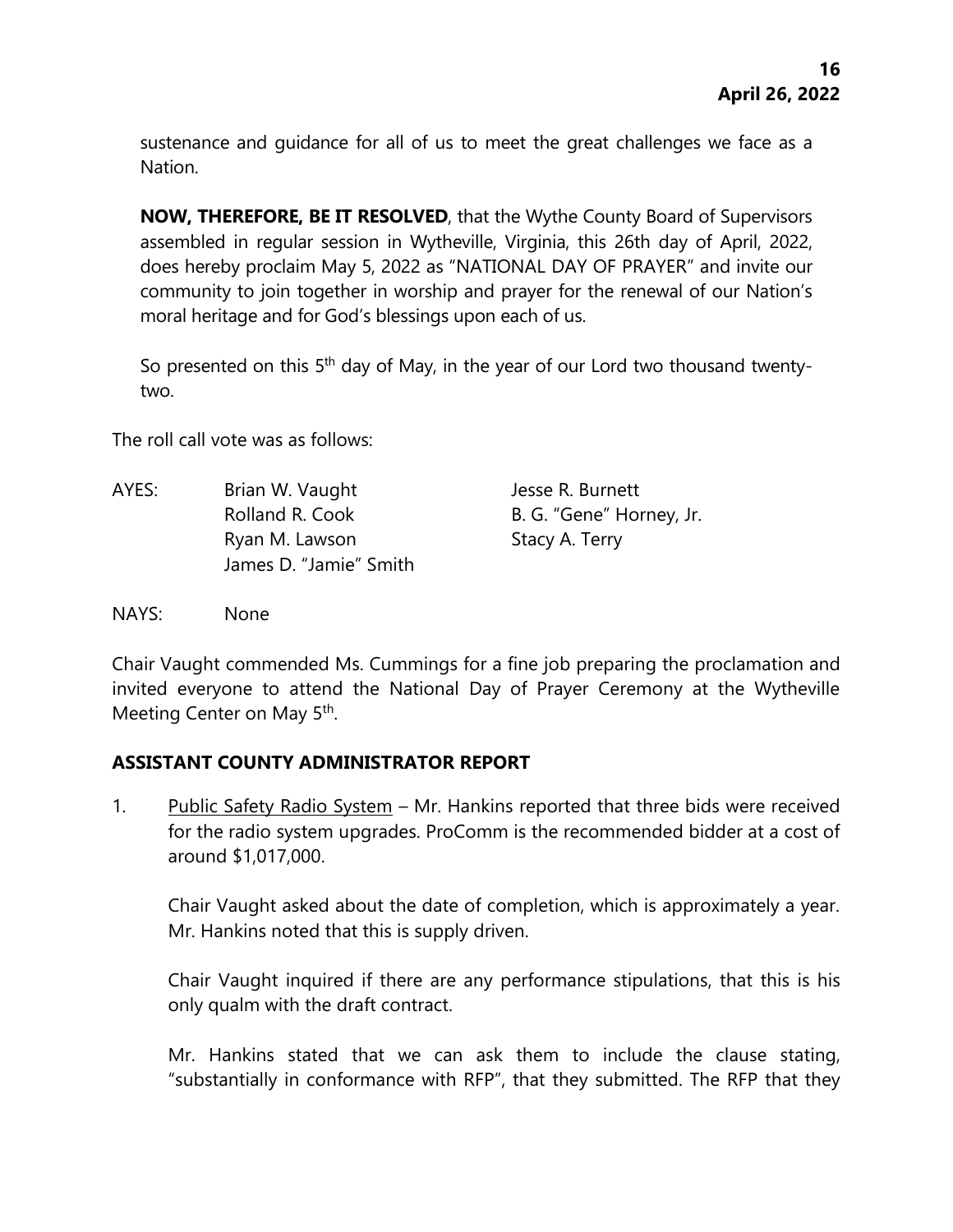sustenance and guidance for all of us to meet the great challenges we face as a Nation.

**NOW, THEREFORE, BE IT RESOLVED**, that the Wythe County Board of Supervisors assembled in regular session in Wytheville, Virginia, this 26th day of April, 2022, does hereby proclaim May 5, 2022 as "NATIONAL DAY OF PRAYER" and invite our community to join together in worship and prayer for the renewal of our Nation's moral heritage and for God's blessings upon each of us.

So presented on this 5th day of May, in the year of our Lord two thousand twenty-two.

The roll call vote was as follows:

| AYES: | Brian W. Vaught | Jesse R. Burnett |
|---|---|---|
| | Rolland R. Cook | B. G. "Gene" Horney, Jr. |
| | Ryan M. Lawson | Stacy A. Terry |
| | James D. "Jamie" Smith | |

NAYS: None

Chair Vaught commended Ms. Cummings for a fine job preparing the proclamation and invited everyone to attend the National Day of Prayer Ceremony at the Wytheville Meeting Center on May 5th.

## ASSISTANT COUNTY ADMINISTRATOR REPORT

1. Public Safety Radio System – Mr. Hankins reported that three bids were received for the radio system upgrades. ProComm is the recommended bidder at a cost of around $1,017,000.

   Chair Vaught asked about the date of completion, which is approximately a year. Mr. Hankins noted that this is supply driven.

   Chair Vaught inquired if there are any performance stipulations, that this is his only qualm with the draft contract.

   Mr. Hankins stated that we can ask them to include the clause stating, "substantially in conformance with RFP", that they submitted. The RFP that they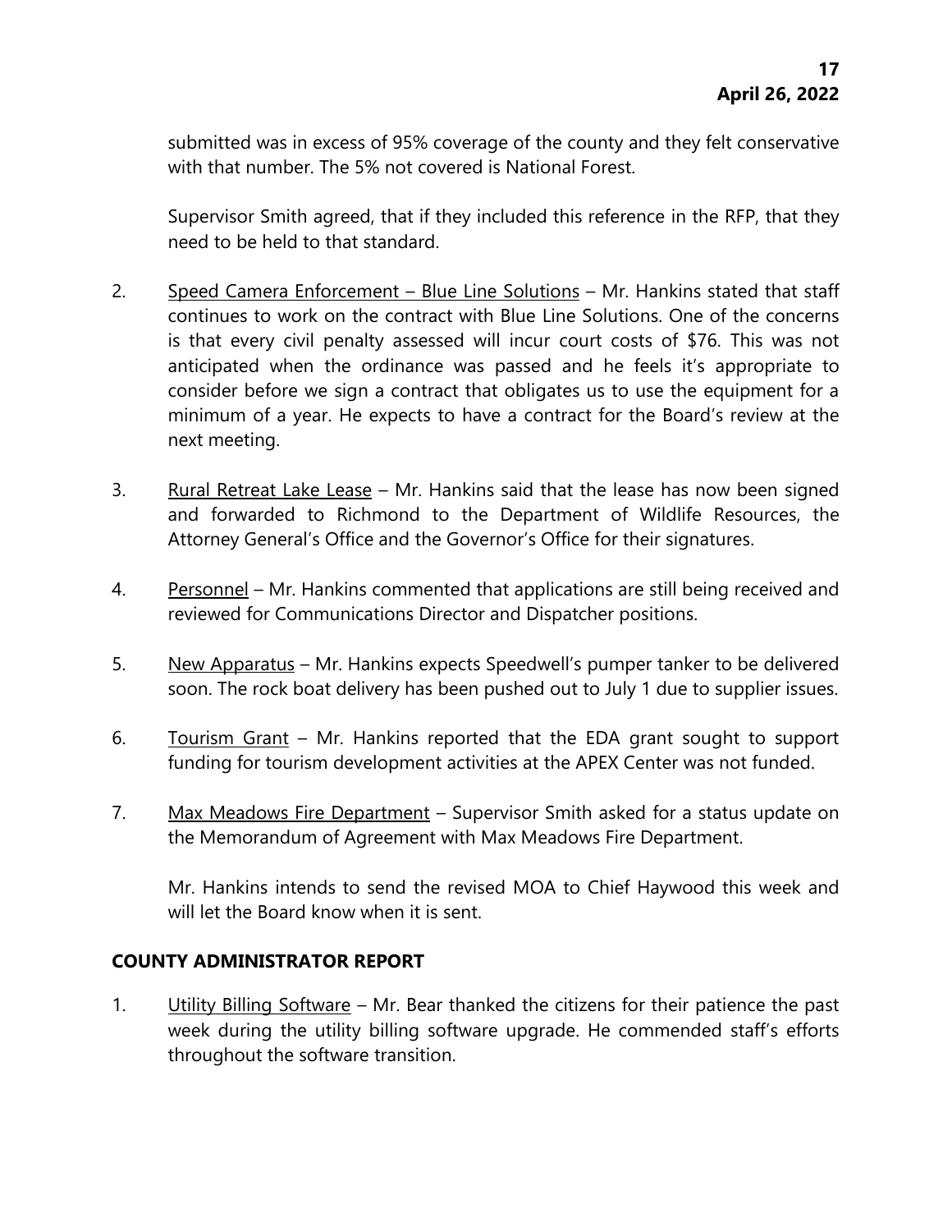submitted was in excess of 95% coverage of the county and they felt conservative with that number. The 5% not covered is National Forest.

Supervisor Smith agreed, that if they included this reference in the RFP, that they need to be held to that standard.

2. Speed Camera Enforcement – Blue Line Solutions – Mr. Hankins stated that staff continues to work on the contract with Blue Line Solutions. One of the concerns is that every civil penalty assessed will incur court costs of $76. This was not anticipated when the ordinance was passed and he feels it's appropriate to consider before we sign a contract that obligates us to use the equipment for a minimum of a year. He expects to have a contract for the Board's review at the next meeting.

3. Rural Retreat Lake Lease – Mr. Hankins said that the lease has now been signed and forwarded to Richmond to the Department of Wildlife Resources, the Attorney General's Office and the Governor's Office for their signatures.

4. Personnel – Mr. Hankins commented that applications are still being received and reviewed for Communications Director and Dispatcher positions.

5. New Apparatus – Mr. Hankins expects Speedwell's pumper tanker to be delivered soon. The rock boat delivery has been pushed out to July 1 due to supplier issues.

6. Tourism Grant – Mr. Hankins reported that the EDA grant sought to support funding for tourism development activities at the APEX Center was not funded.

7. Max Meadows Fire Department – Supervisor Smith asked for a status update on the Memorandum of Agreement with Max Meadows Fire Department.

   Mr. Hankins intends to send the revised MOA to Chief Haywood this week and will let the Board know when it is sent.

## COUNTY ADMINISTRATOR REPORT

1. Utility Billing Software – Mr. Bear thanked the citizens for their patience the past week during the utility billing software upgrade. He commended staff's efforts throughout the software transition.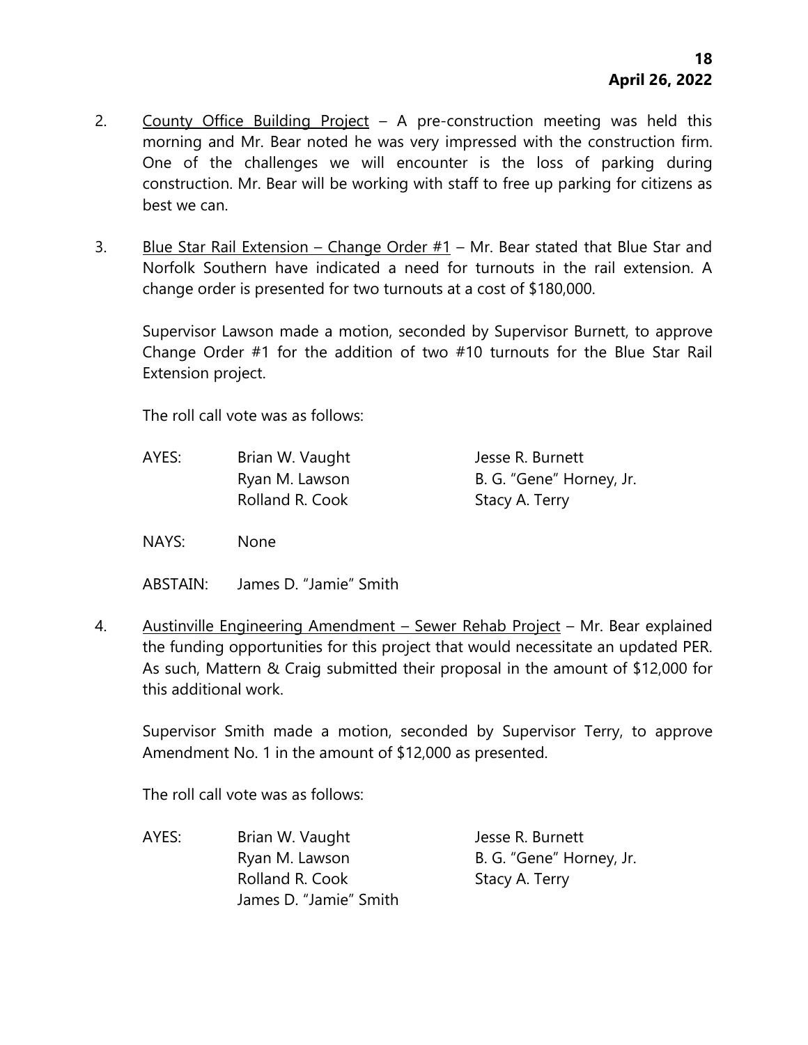2. <u>County Office Building Project</u> – A pre-construction meeting was held this morning and Mr. Bear noted he was very impressed with the construction firm. One of the challenges we will encounter is the loss of parking during construction. Mr. Bear will be working with staff to free up parking for citizens as best we can.

3. <u>Blue Star Rail Extension – Change Order #1</u> – Mr. Bear stated that Blue Star and Norfolk Southern have indicated a need for turnouts in the rail extension. A change order is presented for two turnouts at a cost of $180,000.

   Supervisor Lawson made a motion, seconded by Supervisor Burnett, to approve Change Order #1 for the addition of two #10 turnouts for the Blue Star Rail Extension project.

   The roll call vote was as follows:

   | | | |
   |---|---|---|
   | AYES: | Brian W. Vaught | Jesse R. Burnett |
   | | Ryan M. Lawson | B. G. "Gene" Horney, Jr. |
   | | Rolland R. Cook | Stacy A. Terry |
   | NAYS: | None | |
   | ABSTAIN: | James D. "Jamie" Smith | |

4. <u>Austinville Engineering Amendment – Sewer Rehab Project</u> – Mr. Bear explained the funding opportunities for this project that would necessitate an updated PER. As such, Mattern & Craig submitted their proposal in the amount of $12,000 for this additional work.

   Supervisor Smith made a motion, seconded by Supervisor Terry, to approve Amendment No. 1 in the amount of $12,000 as presented.

   The roll call vote was as follows:

   | | | |
   |---|---|---|
   | AYES: | Brian W. Vaught | Jesse R. Burnett |
   | | Ryan M. Lawson | B. G. "Gene" Horney, Jr. |
   | | Rolland R. Cook | Stacy A. Terry |
   | | James D. "Jamie" Smith | |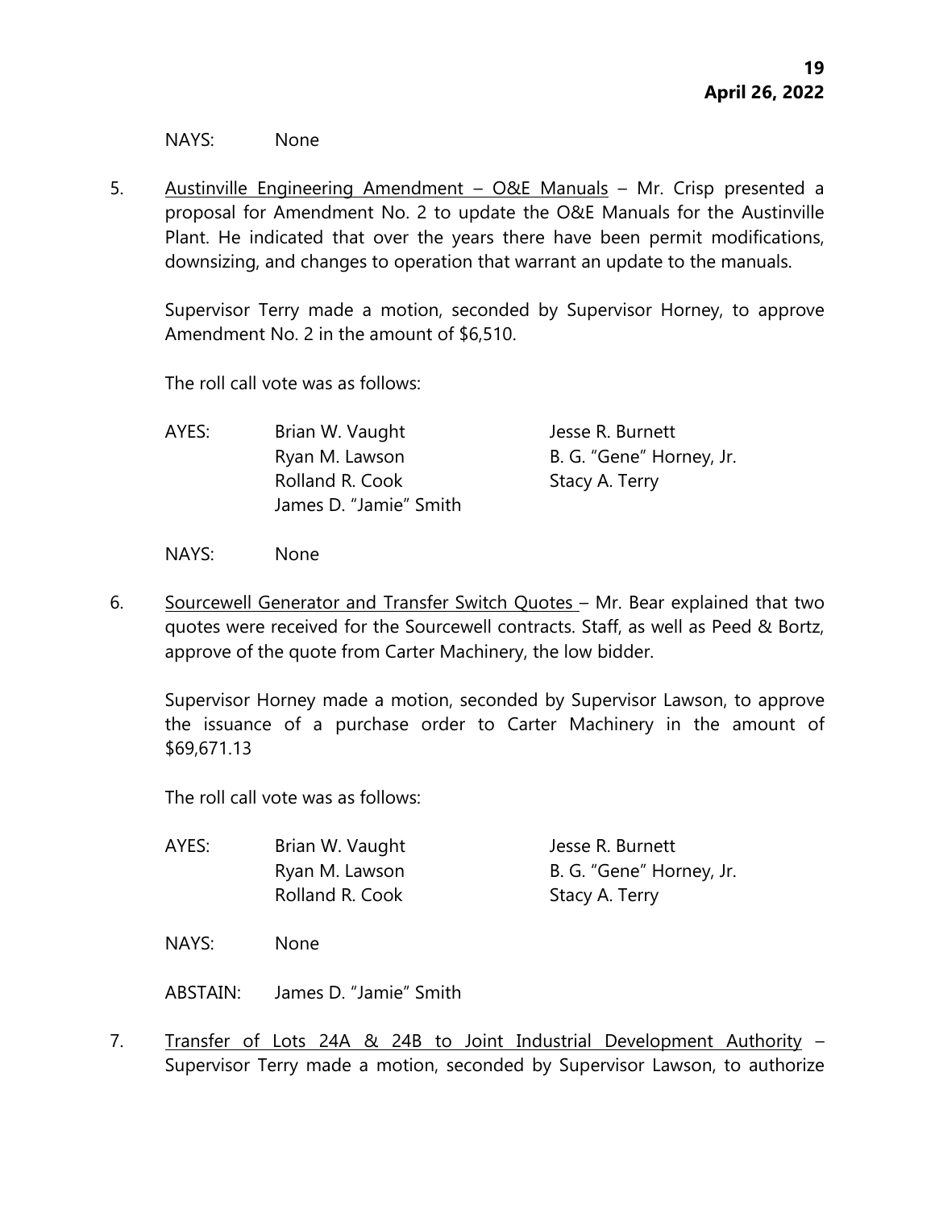NAYS: None

5. Austinville Engineering Amendment – O&E Manuals – Mr. Crisp presented a proposal for Amendment No. 2 to update the O&E Manuals for the Austinville Plant. He indicated that over the years there have been permit modifications, downsizing, and changes to operation that warrant an update to the manuals.

   Supervisor Terry made a motion, seconded by Supervisor Horney, to approve Amendment No. 2 in the amount of $6,510.

   The roll call vote was as follows:

   AYES: Brian W. Vaught, Jesse R. Burnett, Ryan M. Lawson, B. G. "Gene" Horney, Jr., Rolland R. Cook, Stacy A. Terry, James D. "Jamie" Smith

   NAYS: None

6. Sourcewell Generator and Transfer Switch Quotes – Mr. Bear explained that two quotes were received for the Sourcewell contracts. Staff, as well as Peed & Bortz, approve of the quote from Carter Machinery, the low bidder.

   Supervisor Horney made a motion, seconded by Supervisor Lawson, to approve the issuance of a purchase order to Carter Machinery in the amount of $69,671.13

   The roll call vote was as follows:

   AYES: Brian W. Vaught, Jesse R. Burnett, Ryan M. Lawson, B. G. "Gene" Horney, Jr., Rolland R. Cook, Stacy A. Terry

   NAYS: None

   ABSTAIN: James D. "Jamie" Smith

7. Transfer of Lots 24A & 24B to Joint Industrial Development Authority – Supervisor Terry made a motion, seconded by Supervisor Lawson, to authorize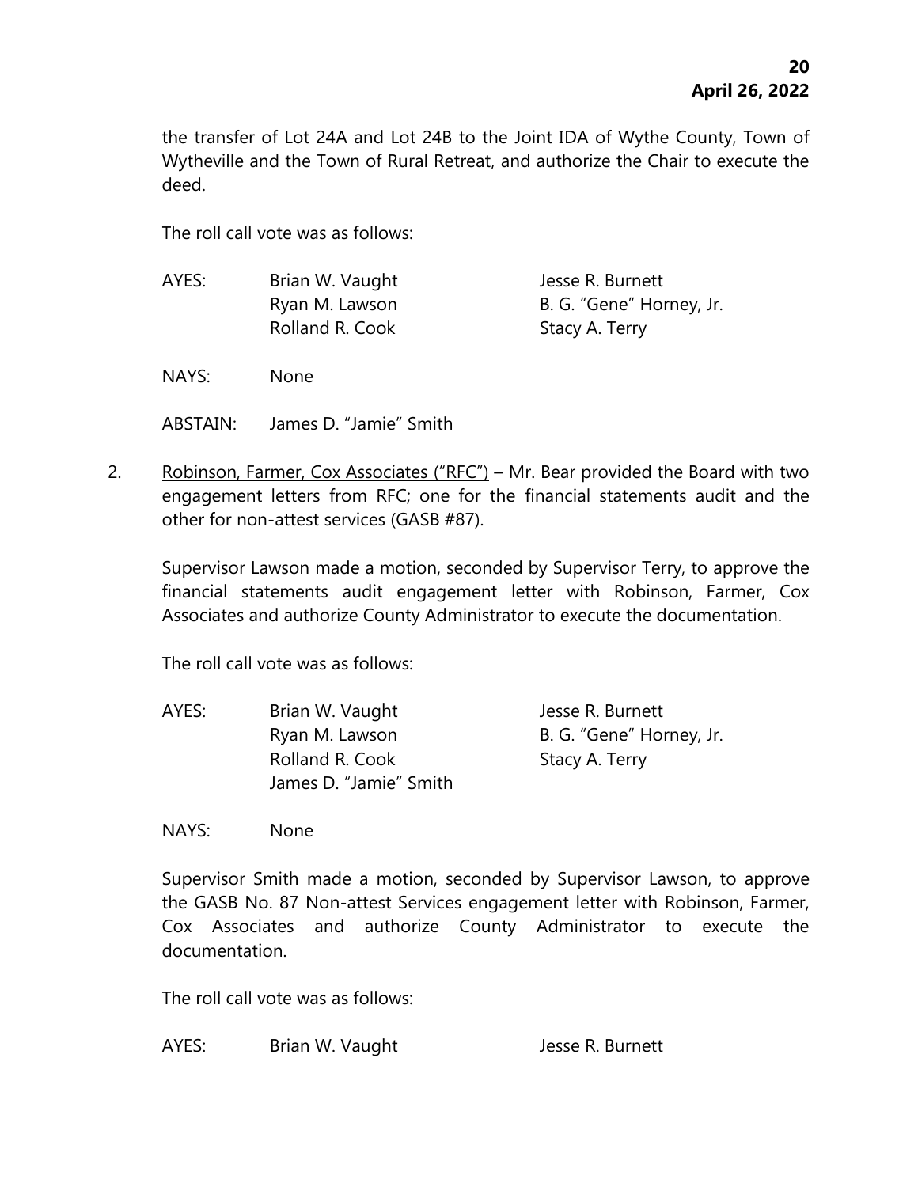the transfer of Lot 24A and Lot 24B to the Joint IDA of Wythe County, Town of Wytheville and the Town of Rural Retreat, and authorize the Chair to execute the deed.

The roll call vote was as follows:

| | | |
|---|---|---|
| AYES: | Brian W. Vaught | Jesse R. Burnett |
| | Ryan M. Lawson | B. G. "Gene" Horney, Jr. |
| | Rolland R. Cook | Stacy A. Terry |

NAYS: None

ABSTAIN: James D. "Jamie" Smith

2. Robinson, Farmer, Cox Associates ("RFC") – Mr. Bear provided the Board with two engagement letters from RFC; one for the financial statements audit and the other for non-attest services (GASB #87).

   Supervisor Lawson made a motion, seconded by Supervisor Terry, to approve the financial statements audit engagement letter with Robinson, Farmer, Cox Associates and authorize County Administrator to execute the documentation.

   The roll call vote was as follows:

| | | |
|---|---|---|
| AYES: | Brian W. Vaught | Jesse R. Burnett |
| | Ryan M. Lawson | B. G. "Gene" Horney, Jr. |
| | Rolland R. Cook | Stacy A. Terry |
| | James D. "Jamie" Smith | |

   NAYS: None

   Supervisor Smith made a motion, seconded by Supervisor Lawson, to approve the GASB No. 87 Non-attest Services engagement letter with Robinson, Farmer, Cox Associates and authorize County Administrator to execute the documentation.

   The roll call vote was as follows:

| | | |
|---|---|---|
| AYES: | Brian W. Vaught | Jesse R. Burnett |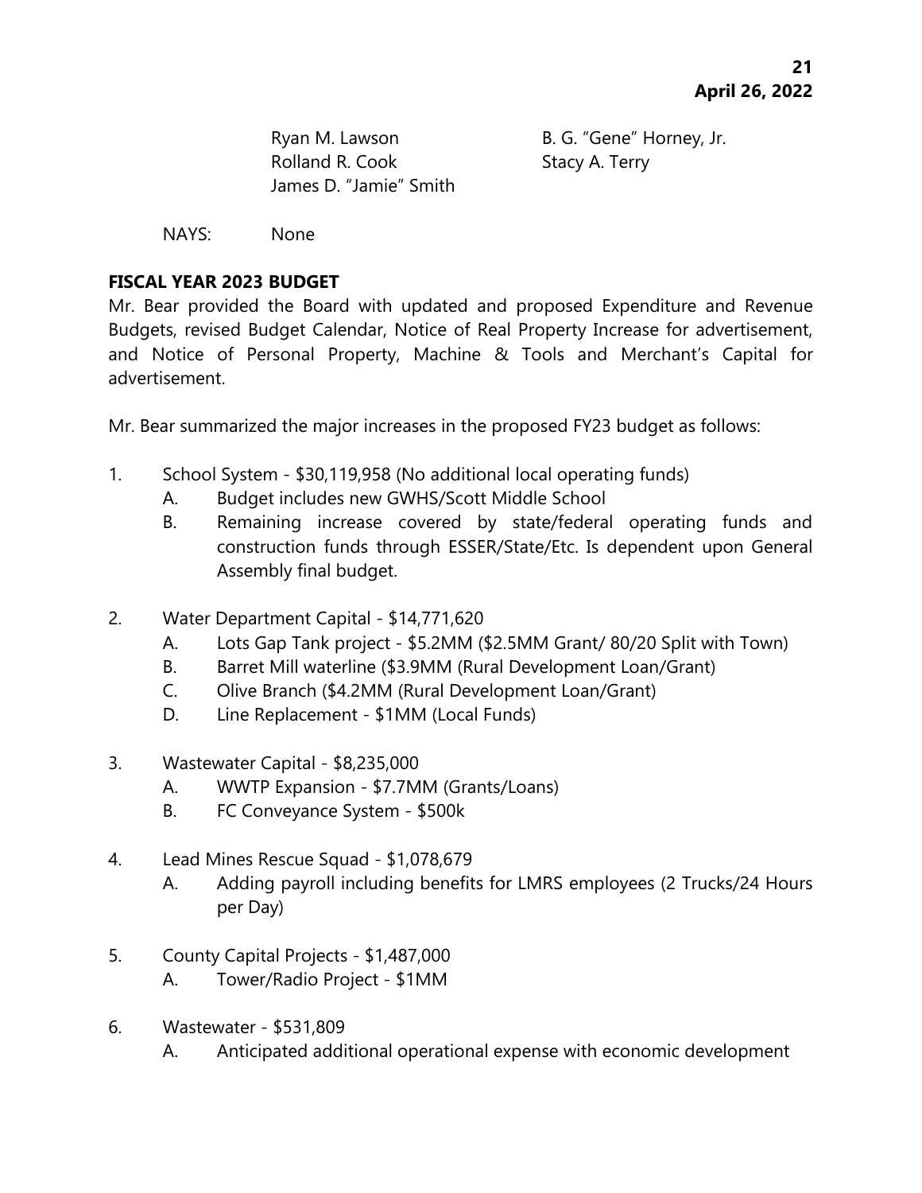Ryan M. Lawson B. G. "Gene" Horney, Jr.
Rolland R. Cook Stacy A. Terry
James D. "Jamie" Smith

NAYS: None

**FISCAL YEAR 2023 BUDGET**

Mr. Bear provided the Board with updated and proposed Expenditure and Revenue Budgets, revised Budget Calendar, Notice of Real Property Increase for advertisement, and Notice of Personal Property, Machine & Tools and Merchant's Capital for advertisement.

Mr. Bear summarized the major increases in the proposed FY23 budget as follows:

1. School System - $30,119,958 (No additional local operating funds)
   - A. Budget includes new GWHS/Scott Middle School
   - B. Remaining increase covered by state/federal operating funds and construction funds through ESSER/State/Etc. Is dependent upon General Assembly final budget.

2. Water Department Capital - $14,771,620
   - A. Lots Gap Tank project - $5.2MM ($2.5MM Grant/ 80/20 Split with Town)
   - B. Barret Mill waterline ($3.9MM (Rural Development Loan/Grant)
   - C. Olive Branch ($4.2MM (Rural Development Loan/Grant)
   - D. Line Replacement - $1MM (Local Funds)

3. Wastewater Capital - $8,235,000
   - A. WWTP Expansion - $7.7MM (Grants/Loans)
   - B. FC Conveyance System - $500k

4. Lead Mines Rescue Squad - $1,078,679
   - A. Adding payroll including benefits for LMRS employees (2 Trucks/24 Hours per Day)

5. County Capital Projects - $1,487,000
   - A. Tower/Radio Project - $1MM

6. Wastewater - $531,809
   - A. Anticipated additional operational expense with economic development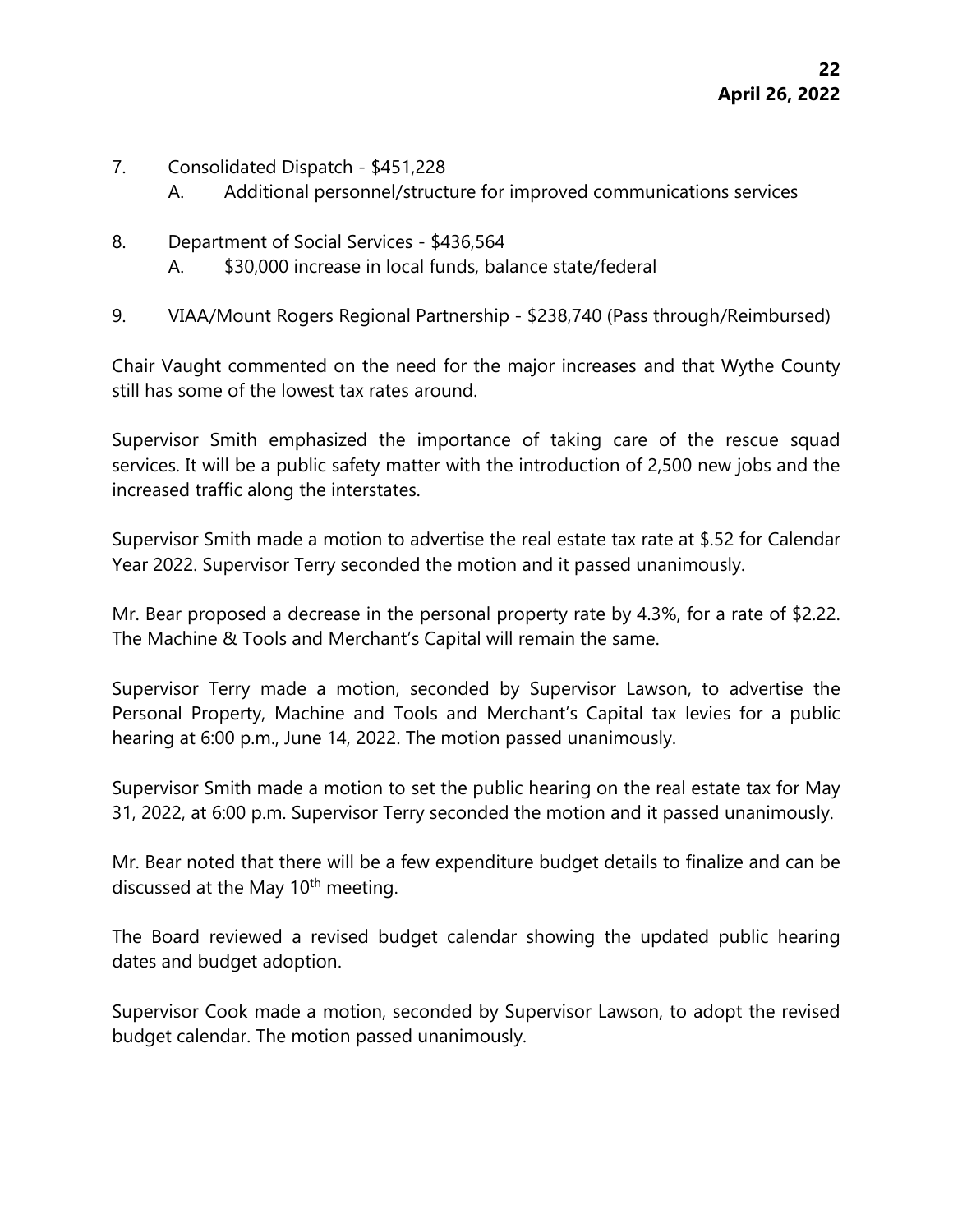7. Consolidated Dispatch - $451,228
    A. Additional personnel/structure for improved communications services

8. Department of Social Services - $436,564
    A. $30,000 increase in local funds, balance state/federal

9. VIAA/Mount Rogers Regional Partnership - $238,740 (Pass through/Reimbursed)

Chair Vaught commented on the need for the major increases and that Wythe County still has some of the lowest tax rates around.

Supervisor Smith emphasized the importance of taking care of the rescue squad services. It will be a public safety matter with the introduction of 2,500 new jobs and the increased traffic along the interstates.

Supervisor Smith made a motion to advertise the real estate tax rate at $.52 for Calendar Year 2022. Supervisor Terry seconded the motion and it passed unanimously.

Mr. Bear proposed a decrease in the personal property rate by 4.3%, for a rate of $2.22. The Machine & Tools and Merchant's Capital will remain the same.

Supervisor Terry made a motion, seconded by Supervisor Lawson, to advertise the Personal Property, Machine and Tools and Merchant's Capital tax levies for a public hearing at 6:00 p.m., June 14, 2022. The motion passed unanimously.

Supervisor Smith made a motion to set the public hearing on the real estate tax for May 31, 2022, at 6:00 p.m. Supervisor Terry seconded the motion and it passed unanimously.

Mr. Bear noted that there will be a few expenditure budget details to finalize and can be discussed at the May 10th meeting.

The Board reviewed a revised budget calendar showing the updated public hearing dates and budget adoption.

Supervisor Cook made a motion, seconded by Supervisor Lawson, to adopt the revised budget calendar. The motion passed unanimously.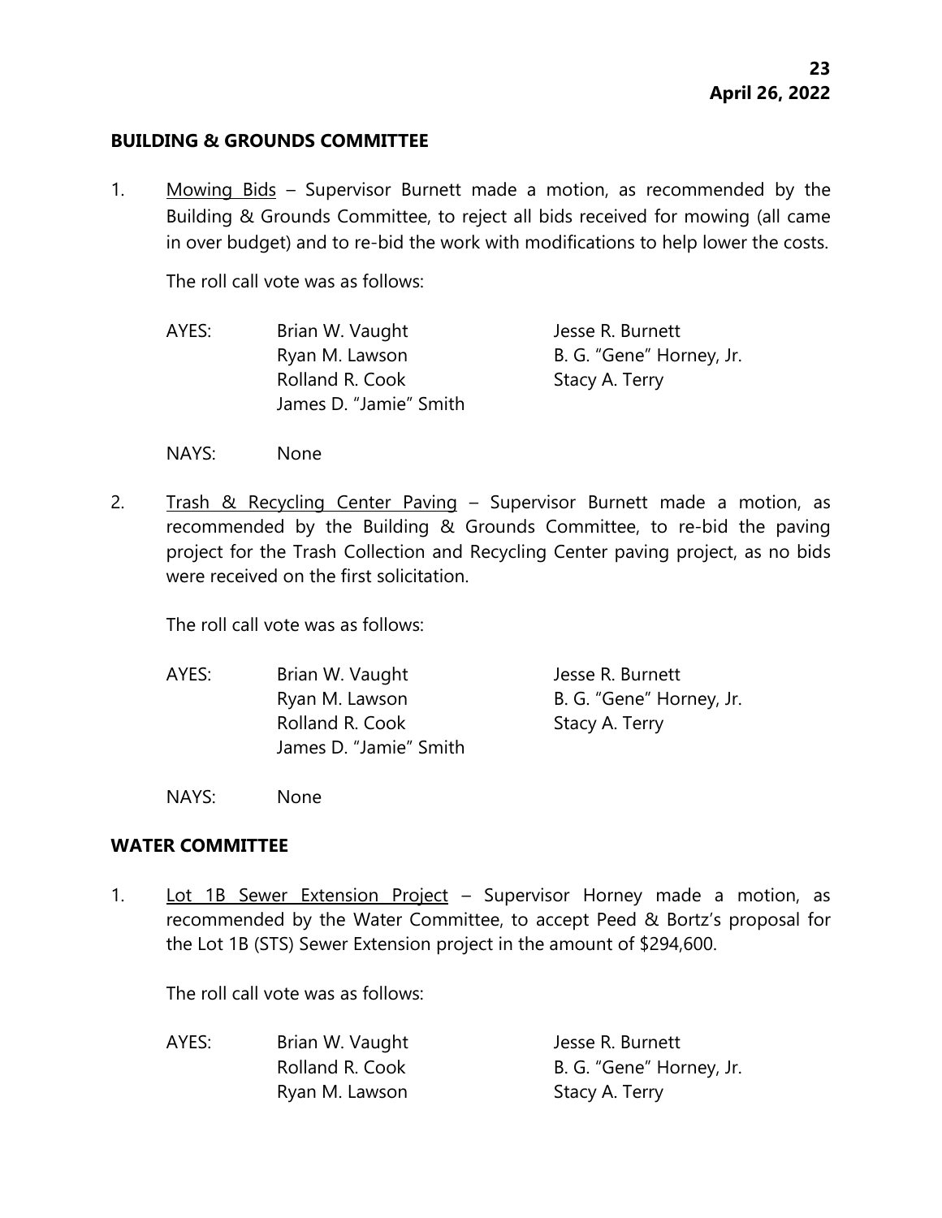## BUILDING & GROUNDS COMMITTEE

1. Mowing Bids – Supervisor Burnett made a motion, as recommended by the Building & Grounds Committee, to reject all bids received for mowing (all came in over budget) and to re-bid the work with modifications to help lower the costs.

   The roll call vote was as follows:

   | | | |
   |---|---|---|
   | AYES: | Brian W. Vaught | Jesse R. Burnett |
   | | Ryan M. Lawson | B. G. "Gene" Horney, Jr. |
   | | Rolland R. Cook | Stacy A. Terry |
   | | James D. "Jamie" Smith | |

   NAYS: None

2. Trash & Recycling Center Paving – Supervisor Burnett made a motion, as recommended by the Building & Grounds Committee, to re-bid the paving project for the Trash Collection and Recycling Center paving project, as no bids were received on the first solicitation.

   The roll call vote was as follows:

   | | | |
   |---|---|---|
   | AYES: | Brian W. Vaught | Jesse R. Burnett |
   | | Ryan M. Lawson | B. G. "Gene" Horney, Jr. |
   | | Rolland R. Cook | Stacy A. Terry |
   | | James D. "Jamie" Smith | |

   NAYS: None

## WATER COMMITTEE

1. Lot 1B Sewer Extension Project – Supervisor Horney made a motion, as recommended by the Water Committee, to accept Peed & Bortz's proposal for the Lot 1B (STS) Sewer Extension project in the amount of $294,600.

   The roll call vote was as follows:

   | | | |
   |---|---|---|
   | AYES: | Brian W. Vaught | Jesse R. Burnett |
   | | Rolland R. Cook | B. G. "Gene" Horney, Jr. |
   | | Ryan M. Lawson | Stacy A. Terry |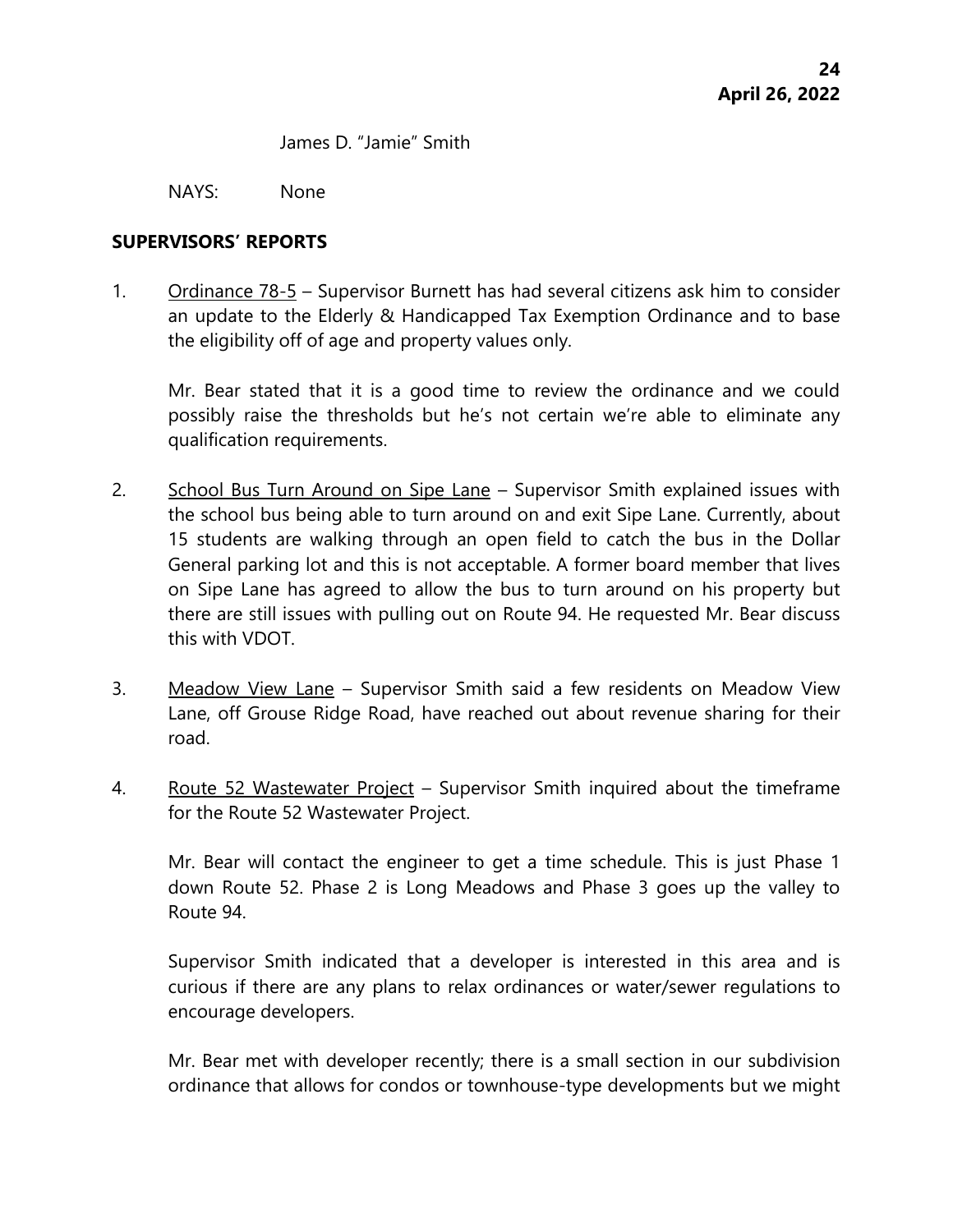James D. "Jamie" Smith

NAYS: None

**SUPERVISORS' REPORTS**

1. Ordinance 78-5 – Supervisor Burnett has had several citizens ask him to consider an update to the Elderly & Handicapped Tax Exemption Ordinance and to base the eligibility off of age and property values only.

   Mr. Bear stated that it is a good time to review the ordinance and we could possibly raise the thresholds but he's not certain we're able to eliminate any qualification requirements.

2. School Bus Turn Around on Sipe Lane – Supervisor Smith explained issues with the school bus being able to turn around on and exit Sipe Lane. Currently, about 15 students are walking through an open field to catch the bus in the Dollar General parking lot and this is not acceptable. A former board member that lives on Sipe Lane has agreed to allow the bus to turn around on his property but there are still issues with pulling out on Route 94. He requested Mr. Bear discuss this with VDOT.

3. Meadow View Lane – Supervisor Smith said a few residents on Meadow View Lane, off Grouse Ridge Road, have reached out about revenue sharing for their road.

4. Route 52 Wastewater Project – Supervisor Smith inquired about the timeframe for the Route 52 Wastewater Project.

   Mr. Bear will contact the engineer to get a time schedule. This is just Phase 1 down Route 52. Phase 2 is Long Meadows and Phase 3 goes up the valley to Route 94.

   Supervisor Smith indicated that a developer is interested in this area and is curious if there are any plans to relax ordinances or water/sewer regulations to encourage developers.

   Mr. Bear met with developer recently; there is a small section in our subdivision ordinance that allows for condos or townhouse-type developments but we might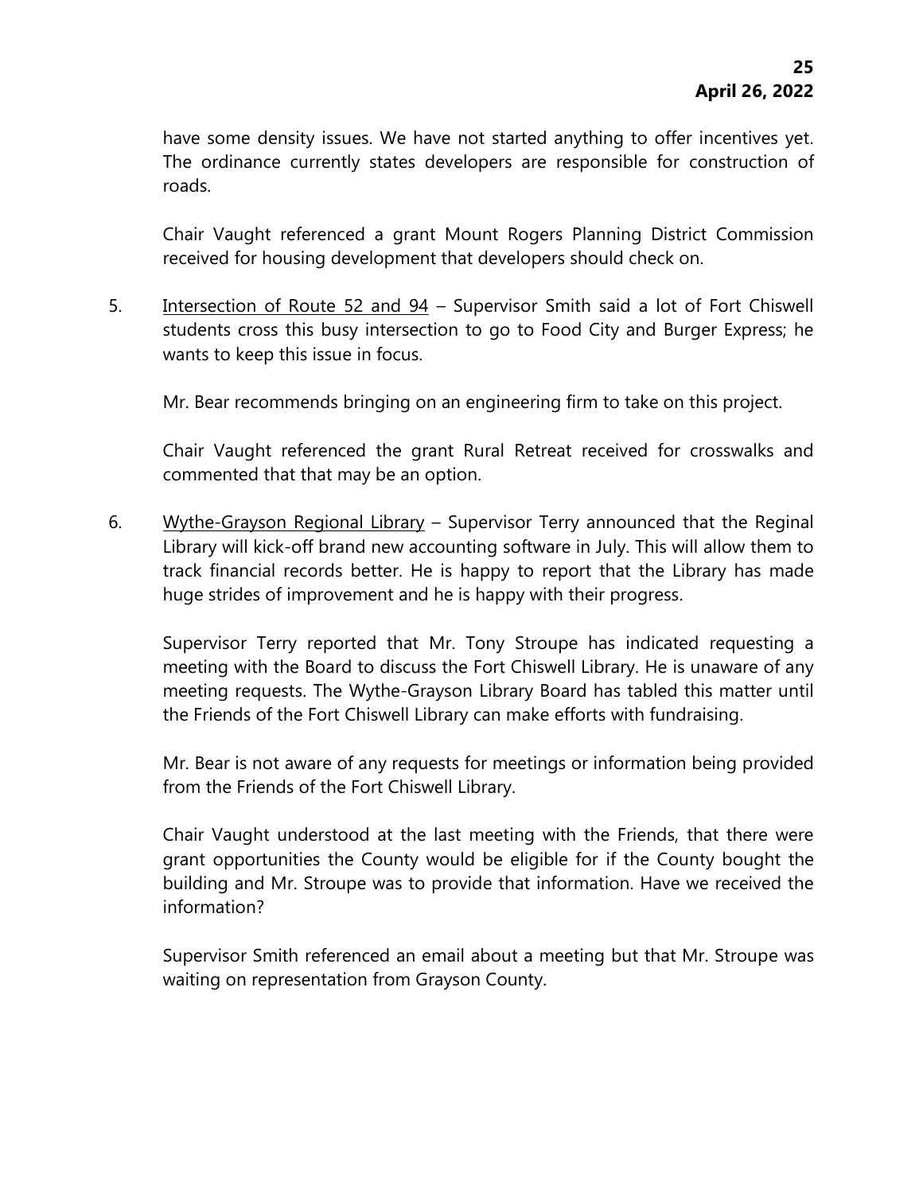have some density issues. We have not started anything to offer incentives yet. The ordinance currently states developers are responsible for construction of roads.

Chair Vaught referenced a grant Mount Rogers Planning District Commission received for housing development that developers should check on.

5. <u>Intersection of Route 52 and 94</u> – Supervisor Smith said a lot of Fort Chiswell students cross this busy intersection to go to Food City and Burger Express; he wants to keep this issue in focus.

   Mr. Bear recommends bringing on an engineering firm to take on this project.

   Chair Vaught referenced the grant Rural Retreat received for crosswalks and commented that that may be an option.

6. <u>Wythe-Grayson Regional Library</u> – Supervisor Terry announced that the Reginal Library will kick-off brand new accounting software in July. This will allow them to track financial records better. He is happy to report that the Library has made huge strides of improvement and he is happy with their progress.

   Supervisor Terry reported that Mr. Tony Stroupe has indicated requesting a meeting with the Board to discuss the Fort Chiswell Library. He is unaware of any meeting requests. The Wythe-Grayson Library Board has tabled this matter until the Friends of the Fort Chiswell Library can make efforts with fundraising.

   Mr. Bear is not aware of any requests for meetings or information being provided from the Friends of the Fort Chiswell Library.

   Chair Vaught understood at the last meeting with the Friends, that there were grant opportunities the County would be eligible for if the County bought the building and Mr. Stroupe was to provide that information. Have we received the information?

   Supervisor Smith referenced an email about a meeting but that Mr. Stroupe was waiting on representation from Grayson County.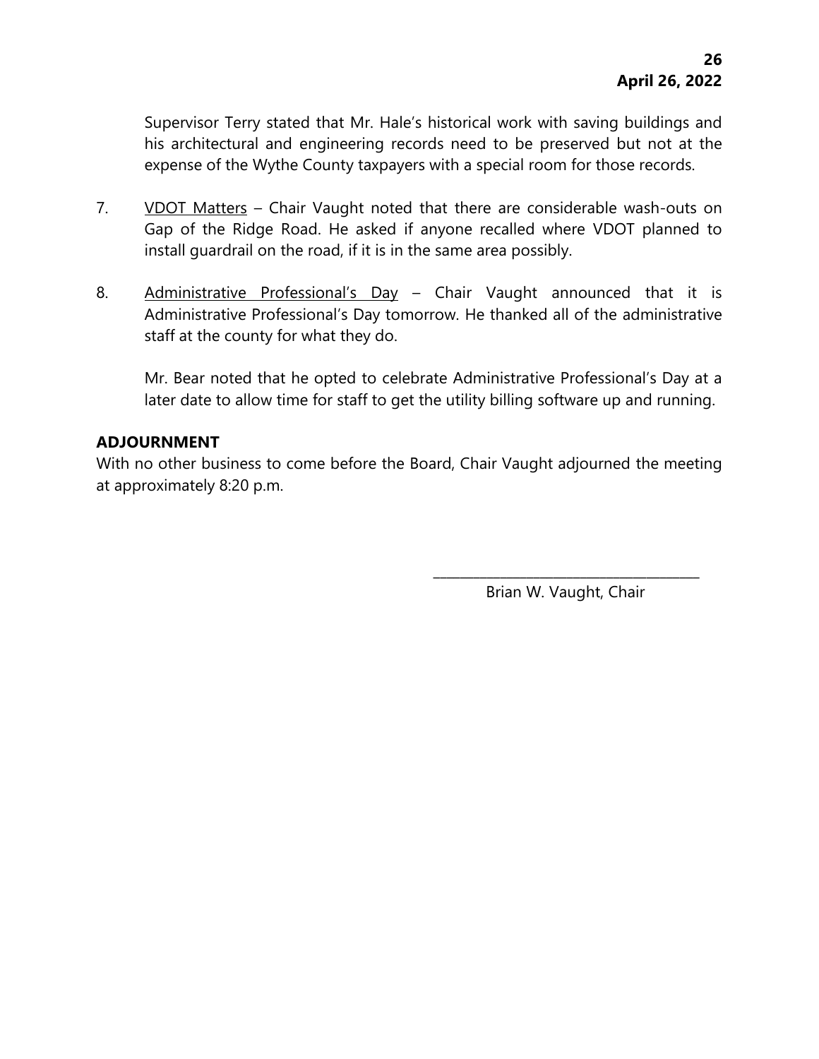Supervisor Terry stated that Mr. Hale's historical work with saving buildings and his architectural and engineering records need to be preserved but not at the expense of the Wythe County taxpayers with a special room for those records.

7. VDOT Matters – Chair Vaught noted that there are considerable wash-outs on Gap of the Ridge Road. He asked if anyone recalled where VDOT planned to install guardrail on the road, if it is in the same area possibly.

8. Administrative Professional's Day – Chair Vaught announced that it is Administrative Professional's Day tomorrow. He thanked all of the administrative staff at the county for what they do.

   Mr. Bear noted that he opted to celebrate Administrative Professional's Day at a later date to allow time for staff to get the utility billing software up and running.

**ADJOURNMENT**

With no other business to come before the Board, Chair Vaught adjourned the meeting at approximately 8:20 p.m.

\_\_\_\_\_\_\_\_\_\_\_\_\_\_\_\_\_\_\_\_\_\_\_\_\_\_\_\_\_\_\_\_\_\_\_\_\_\_

Brian W. Vaught, Chair